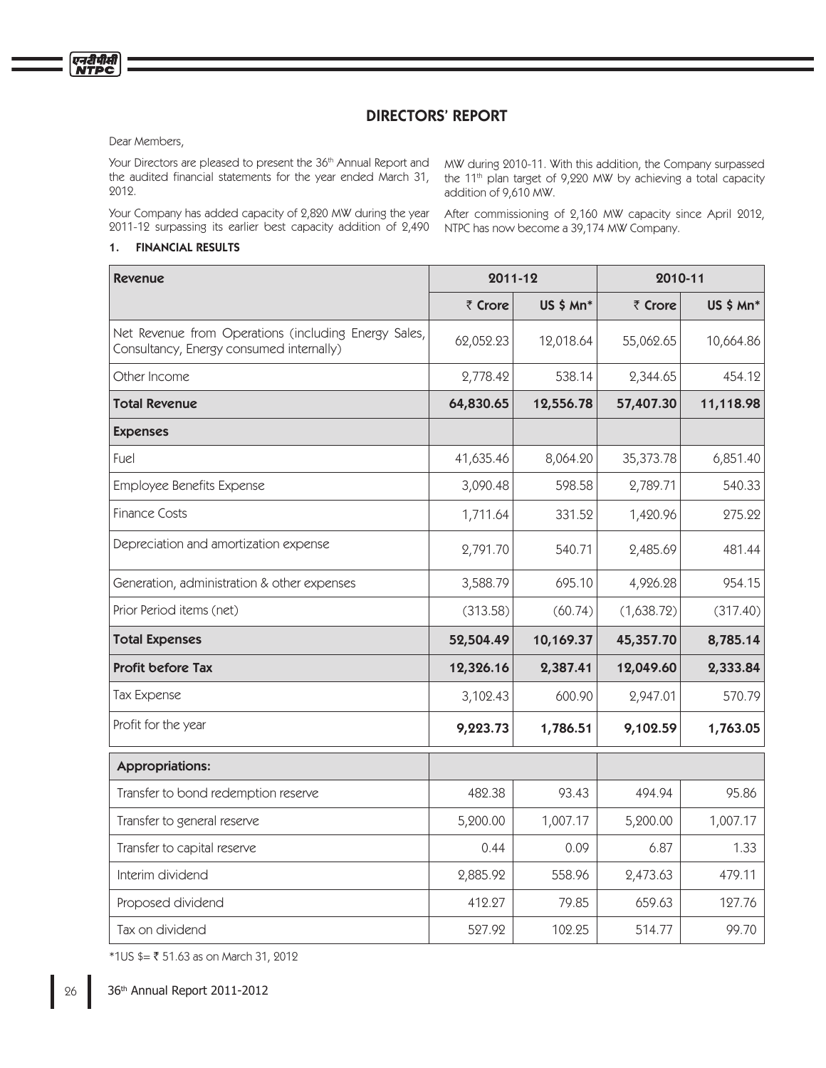# DIRECTORS' REPORT

Dear Members,

Your Directors are pleased to present the 36th Annual Report and the audited financial statements for the year ended March 31, 2012.

Your Company has added capacity of 2,820 MW during the year 2011-12 surpassing its earlier best capacity addition of 2,490 MW during 2010-11. With this addition, the Company surpassed the 11th plan target of 9,220 MW by achieving a total capacity addition of 9,610 MW.

After commissioning of 2,160 MW capacity since April 2012, NTPC has now become a 39,174 MW Company.

## 1. FINANCIAL RESULTS

| Revenue | 2011-12 | | 2010-11 | |
|---|---|---|---|---|
| | ₹ Crore | US $ Mn* | ₹ Crore | US $ Mn* |
| Net Revenue from Operations (including Energy Sales, Consultancy, Energy consumed internally) | 62,052.23 | 12,018.64 | 55,062.65 | 10,664.86 |
| Other Income | 2,778.42 | 538.14 | 2,344.65 | 454.12 |
| **Total Revenue** | **64,830.65** | **12,556.78** | **57,407.30** | **11,118.98** |
| **Expenses** | | | | |
| Fuel | 41,635.46 | 8,064.20 | 35,373.78 | 6,851.40 |
| Employee Benefits Expense | 3,090.48 | 598.58 | 2,789.71 | 540.33 |
| Finance Costs | 1,711.64 | 331.52 | 1,420.96 | 275.22 |
| Depreciation and amortization expense | 2,791.70 | 540.71 | 2,485.69 | 481.44 |
| Generation, administration & other expenses | 3,588.79 | 695.10 | 4,926.28 | 954.15 |
| Prior Period items (net) | (313.58) | (60.74) | (1,638.72) | (317.40) |
| **Total Expenses** | **52,504.49** | **10,169.37** | **45,357.70** | **8,785.14** |
| **Profit before Tax** | **12,326.16** | **2,387.41** | **12,049.60** | **2,333.84** |
| Tax Expense | 3,102.43 | 600.90 | 2,947.01 | 570.79 |
| Profit for the year | **9,223.73** | **1,786.51** | **9,102.59** | **1,763.05** |
| **Appropriations:** | | | | |
| Transfer to bond redemption reserve | 482.38 | 93.43 | 494.94 | 95.86 |
| Transfer to general reserve | 5,200.00 | 1,007.17 | 5,200.00 | 1,007.17 |
| Transfer to capital reserve | 0.44 | 0.09 | 6.87 | 1.33 |
| Interim dividend | 2,885.92 | 558.96 | 2,473.63 | 479.11 |
| Proposed dividend | 412.27 | 79.85 | 659.63 | 127.76 |
| Tax on dividend | 527.92 | 102.25 | 514.77 | 99.70 |

*1US $= ₹ 51.63 as on March 31, 2012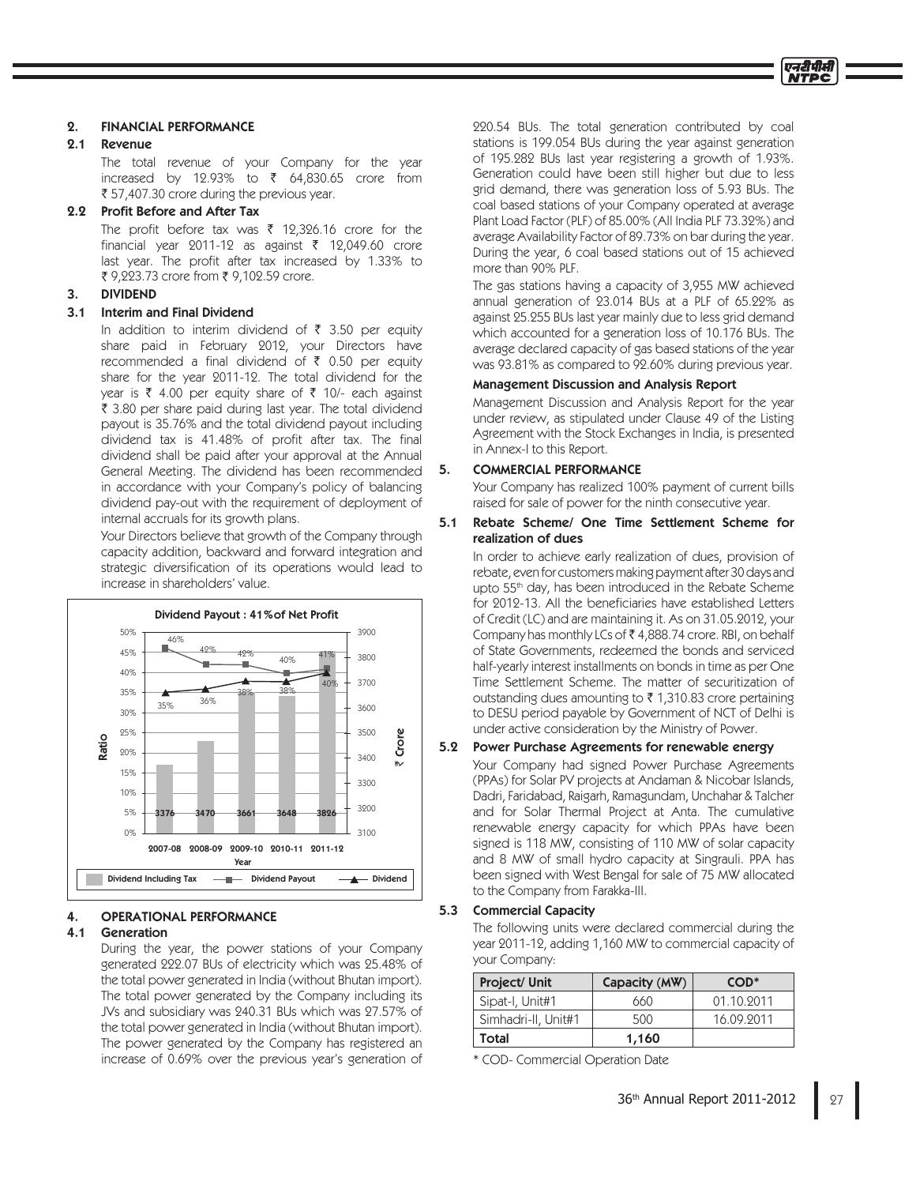## 2. FINANCIAL PERFORMANCE

### 2.1 Revenue

The total revenue of your Company for the year increased by 12.93% to ₹ 64,830.65 crore from ₹ 57,407.30 crore during the previous year.

### 2.2 Profit Before and After Tax

The profit before tax was ₹ 12,326.16 crore for the financial year 2011-12 as against ₹ 12,049.60 crore last year. The profit after tax increased by 1.33% to ₹ 9,223.73 crore from ₹ 9,102.59 crore.

## 3. DIVIDEND

### 3.1 Interim and Final Dividend

In addition to interim dividend of ₹ 3.50 per equity share paid in February 2012, your Directors have recommended a final dividend of ₹ 0.50 per equity share for the year 2011-12. The total dividend for the year is ₹ 4.00 per equity share of ₹ 10/- each against ₹ 3.80 per share paid during last year. The total dividend payout is 35.76% and the total dividend payout including dividend tax is 41.48% of profit after tax. The final dividend shall be paid after your approval at the Annual General Meeting. The dividend has been recommended in accordance with your Company's policy of balancing dividend pay-out with the requirement of deployment of internal accruals for its growth plans.

Your Directors believe that growth of the Company through capacity addition, backward and forward integration and strategic diversification of its operations would lead to increase in shareholders' value.

**Dividend Payout : 41% of Net Profit**

| Year | Dividend Including Tax (₹ Crore) | Dividend Payout | Dividend |
|---|---|---|---|
| 2007-08 | 3376 | 46% | 35% |
| 2008-09 | 3470 | 42% | 36% |
| 2009-10 | 3661 | 42% | 38% |
| 2010-11 | 3648 | 40% | 38% |
| 2011-12 | 3826 | 41% | 40% |

## 4. OPERATIONAL PERFORMANCE

### 4.1 Generation

During the year, the power stations of your Company generated 222.07 BUs of electricity which was 25.48% of the total power generated in India (without Bhutan import). The total power generated by the Company including its JVs and subsidiary was 240.31 BUs which was 27.57% of the total power generated in India (without Bhutan import). The power generated by the Company has registered an increase of 0.69% over the previous year's generation of 220.54 BUs. The total generation contributed by coal stations is 199.054 BUs during the year against generation of 195.282 BUs last year registering a growth of 1.93%. Generation could have been still higher but due to less grid demand, there was generation loss of 5.93 BUs. The coal based stations of your Company operated at average Plant Load Factor (PLF) of 85.00% (All India PLF 73.32%) and average Availability Factor of 89.73% on bar during the year. During the year, 6 coal based stations out of 15 achieved more than 90% PLF.

The gas stations having a capacity of 3,955 MW achieved annual generation of 23.014 BUs at a PLF of 65.22% as against 25.255 BUs last year mainly due to less grid demand which accounted for a generation loss of 10.176 BUs. The average declared capacity of gas based stations of the year was 93.81% as compared to 92.60% during previous year.

#### Management Discussion and Analysis Report

Management Discussion and Analysis Report for the year under review, as stipulated under Clause 49 of the Listing Agreement with the Stock Exchanges in India, is presented in Annex-I to this Report.

## 5. COMMERCIAL PERFORMANCE

Your Company has realized 100% payment of current bills raised for sale of power for the ninth consecutive year.

### 5.1 Rebate Scheme/ One Time Settlement Scheme for realization of dues

In order to achieve early realization of dues, provision of rebate, even for customers making payment after 30 days and upto 55th day, has been introduced in the Rebate Scheme for 2012-13. All the beneficiaries have established Letters of Credit (LC) and are maintaining it. As on 31.05.2012, your Company has monthly LCs of ₹ 4,888.74 crore. RBI, on behalf of State Governments, redeemed the bonds and serviced half-yearly interest installments on bonds in time as per One Time Settlement Scheme. The matter of securitization of outstanding dues amounting to ₹ 1,310.83 crore pertaining to DESU period payable by Government of NCT of Delhi is under active consideration by the Ministry of Power.

### 5.2 Power Purchase Agreements for renewable energy

Your Company had signed Power Purchase Agreements (PPAs) for Solar PV projects at Andaman & Nicobar Islands, Dadri, Faridabad, Raigarh, Ramagundam, Unchahar & Talcher and for Solar Thermal Project at Anta. The cumulative renewable energy capacity for which PPAs have been signed is 118 MW, consisting of 110 MW of solar capacity and 8 MW of small hydro capacity at Singrauli. PPA has been signed with West Bengal for sale of 75 MW allocated to the Company from Farakka-III.

### 5.3 Commercial Capacity

The following units were declared commercial during the year 2011-12, adding 1,160 MW to commercial capacity of your Company:

| Project/ Unit | Capacity (MW) | COD* |
|---|---|---|
| Sipat-I, Unit#1 | 660 | 01.10.2011 |
| Simhadri-II, Unit#1 | 500 | 16.09.2011 |
| **Total** | **1,160** | |

\* COD- Commercial Operation Date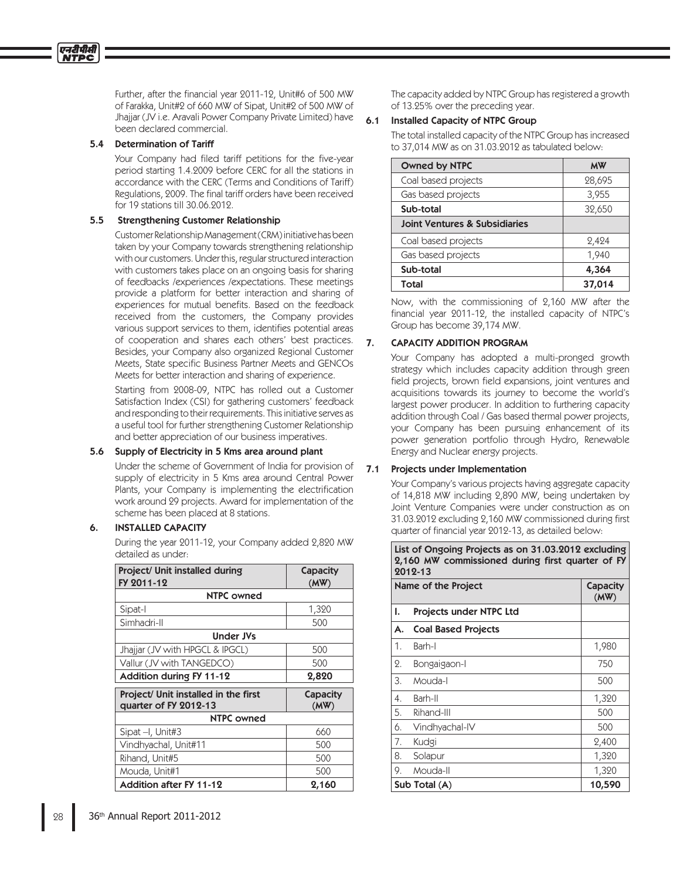Further, after the financial year 2011-12, Unit#6 of 500 MW of Farakka, Unit#2 of 660 MW of Sipat, Unit#2 of 500 MW of Jhajjar (JV i.e. Aravali Power Company Private Limited) have been declared commercial.

### 5.4 Determination of Tariff

Your Company had filed tariff petitions for the five-year period starting 1.4.2009 before CERC for all the stations in accordance with the CERC (Terms and Conditions of Tariff) Regulations, 2009. The final tariff orders have been received for 19 stations till 30.06.2012.

### 5.5 Strengthening Customer Relationship

Customer Relationship Management (CRM) initiative has been taken by your Company towards strengthening relationship with our customers. Under this, regular structured interaction with customers takes place on an ongoing basis for sharing of feedbacks /experiences /expectations. These meetings provide a platform for better interaction and sharing of experiences for mutual benefits. Based on the feedback received from the customers, the Company provides various support services to them, identifies potential areas of cooperation and shares each others' best practices. Besides, your Company also organized Regional Customer Meets, State specific Business Partner Meets and GENCOs Meets for better interaction and sharing of experience.

Starting from 2008-09, NTPC has rolled out a Customer Satisfaction Index (CSI) for gathering customers' feedback and responding to their requirements. This initiative serves as a useful tool for further strengthening Customer Relationship and better appreciation of our business imperatives.

### 5.6 Supply of Electricity in 5 Kms area around plant

Under the scheme of Government of India for provision of supply of electricity in 5 Kms area around Central Power Plants, your Company is implementing the electrification work around 29 projects. Award for implementation of the scheme has been placed at 8 stations.

## 6. INSTALLED CAPACITY

During the year 2011-12, your Company added 2,820 MW detailed as under:

| Project/ Unit installed during FY 2011-12 | Capacity (MW) |
|---|---|
| **NTPC owned** | |
| Sipat-I | 1,320 |
| Simhadri-II | 500 |
| **Under JVs** | |
| Jhajjar (JV with HPGCL & IPGCL) | 500 |
| Vallur (JV with TANGEDCO) | 500 |
| **Addition during FY 11-12** | **2,820** |

| Project/ Unit installed in the first quarter of FY 2012-13 | Capacity (MW) |
|---|---|
| **NTPC owned** | |
| Sipat –I, Unit#3 | 660 |
| Vindhyachal, Unit#11 | 500 |
| Rihand, Unit#5 | 500 |
| Mouda, Unit#1 | 500 |
| **Addition after FY 11-12** | **2,160** |

The capacity added by NTPC Group has registered a growth of 13.25% over the preceding year.

### 6.1 Installed Capacity of NTPC Group

The total installed capacity of the NTPC Group has increased to 37,014 MW as on 31.03.2012 as tabulated below:

| Owned by NTPC | MW |
|---|---|
| Coal based projects | 28,695 |
| Gas based projects | 3,955 |
| **Sub-total** | 32,650 |
| **Joint Ventures & Subsidiaries** | |
| Coal based projects | 2,424 |
| Gas based projects | 1,940 |
| **Sub-total** | **4,364** |
| **Total** | **37,014** |

Now, with the commissioning of 2,160 MW after the financial year 2011-12, the installed capacity of NTPC's Group has become 39,174 MW.

## 7. CAPACITY ADDITION PROGRAM

Your Company has adopted a multi-pronged growth strategy which includes capacity addition through green field projects, brown field expansions, joint ventures and acquisitions towards its journey to become the world's largest power producer. In addition to furthering capacity addition through Coal / Gas based thermal power projects, your Company has been pursuing enhancement of its power generation portfolio through Hydro, Renewable Energy and Nuclear energy projects.

### 7.1 Projects under Implementation

Your Company's various projects having aggregate capacity of 14,818 MW including 2,890 MW, being undertaken by Joint Venture Companies were under construction as on 31.03.2012 excluding 2,160 MW commissioned during first quarter of financial year 2012-13, as detailed below:

**List of Ongoing Projects as on 31.03.2012 excluding 2,160 MW commissioned during first quarter of FY 2012-13**

| | Name of the Project | Capacity (MW) |
|---|---|---|
| **I.** | **Projects under NTPC Ltd** | |
| **A.** | **Coal Based Projects** | |
| 1. | Barh-I | 1,980 |
| 2. | Bongaigaon-I | 750 |
| 3. | Mouda-I | 500 |
| 4. | Barh-II | 1,320 |
| 5. | Rihand-III | 500 |
| 6. | Vindhyachal-IV | 500 |
| 7. | Kudgi | 2,400 |
| 8. | Solapur | 1,320 |
| 9. | Mouda-II | 1,320 |
| | **Sub Total (A)** | **10,590** |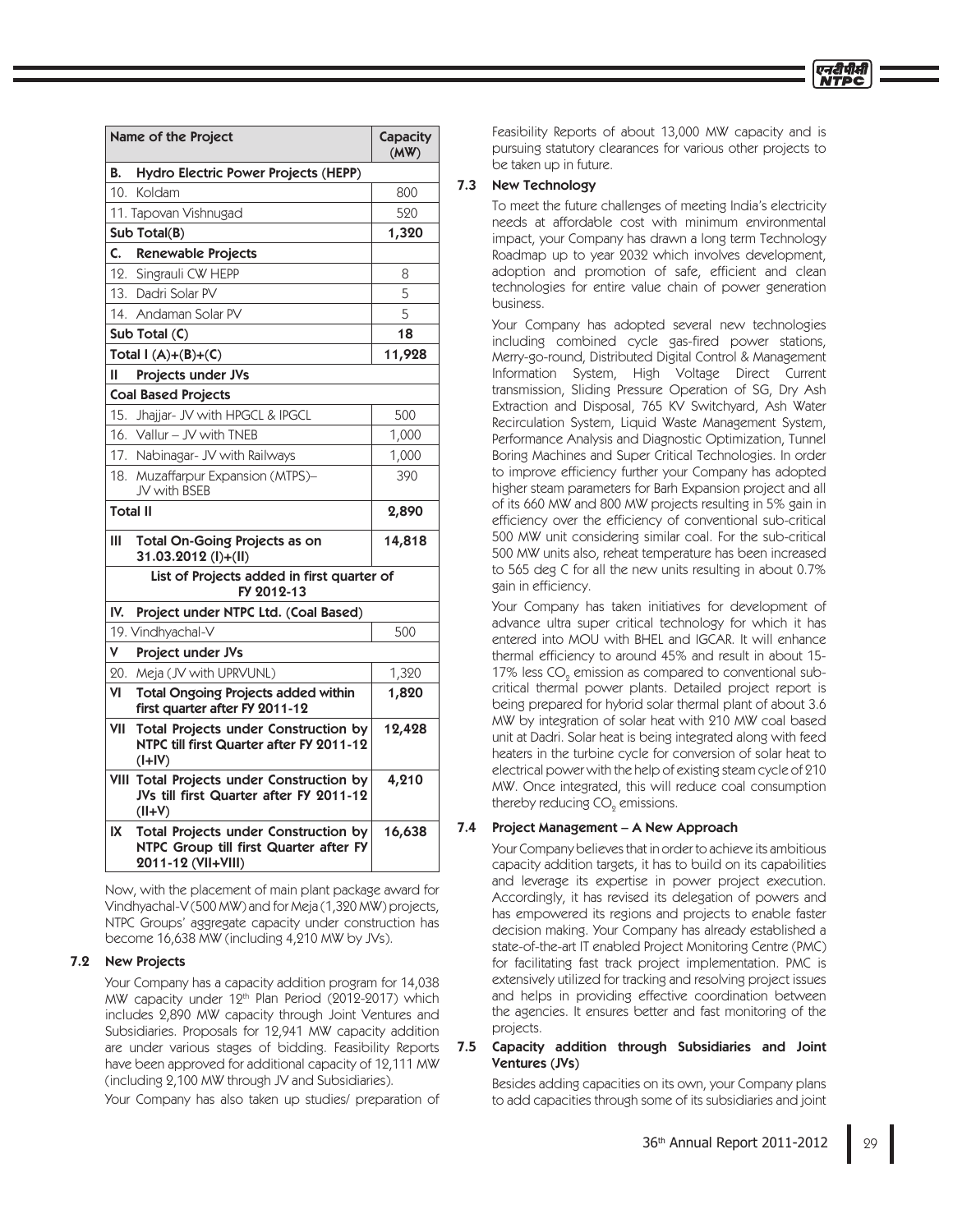| Name of the Project | Capacity (MW) |
|---|---|
| **B. Hydro Electric Power Projects (HEPP)** | |
| 10. Koldam | 800 |
| 11. Tapovan Vishnugad | 520 |
| **Sub Total(B)** | **1,320** |
| **C. Renewable Projects** | |
| 12. Singrauli CW HEPP | 8 |
| 13. Dadri Solar PV | 5 |
| 14. Andaman Solar PV | 5 |
| **Sub Total (C)** | **18** |
| **Total I (A)+(B)+(C)** | **11,928** |
| **II Projects under JVs** | |
| **Coal Based Projects** | |
| 15. Jhajjar- JV with HPGCL & IPGCL | 500 |
| 16. Vallur – JV with TNEB | 1,000 |
| 17. Nabinagar- JV with Railways | 1,000 |
| 18. Muzaffarpur Expansion (MTPS)– JV with BSEB | 390 |
| **Total II** | **2,890** |
| **III Total On-Going Projects as on 31.03.2012 (I)+(II)** | **14,818** |
| **List of Projects added in first quarter of FY 2012-13** | |
| **IV. Project under NTPC Ltd. (Coal Based)** | |
| 19. Vindhyachal-V | 500 |
| **V Project under JVs** | |
| 20. Meja (JV with UPRVUNL) | 1,320 |
| **VI Total Ongoing Projects added within first quarter after FY 2011-12** | **1,820** |
| **VII Total Projects under Construction by NTPC till first Quarter after FY 2011-12 (I+IV)** | **12,428** |
| **VIII Total Projects under Construction by JVs till first Quarter after FY 2011-12 (II+V)** | **4,210** |
| **IX Total Projects under Construction by NTPC Group till first Quarter after FY 2011-12 (VII+VIII)** | **16,638** |

Now, with the placement of main plant package award for Vindhyachal-V (500 MW) and for Meja (1,320 MW) projects, NTPC Groups' aggregate capacity under construction has become 16,638 MW (including 4,210 MW by JVs).

### 7.2 New Projects

Your Company has a capacity addition program for 14,038 MW capacity under 12th Plan Period (2012-2017) which includes 2,890 MW capacity through Joint Ventures and Subsidiaries. Proposals for 12,941 MW capacity addition are under various stages of bidding. Feasibility Reports have been approved for additional capacity of 12,111 MW (including 2,100 MW through JV and Subsidiaries).

Your Company has also taken up studies/ preparation of Feasibility Reports of about 13,000 MW capacity and is pursuing statutory clearances for various other projects to be taken up in future.

### 7.3 New Technology

To meet the future challenges of meeting India's electricity needs at affordable cost with minimum environmental impact, your Company has drawn a long term Technology Roadmap up to year 2032 which involves development, adoption and promotion of safe, efficient and clean technologies for entire value chain of power generation business.

Your Company has adopted several new technologies including combined cycle gas-fired power stations, Merry-go-round, Distributed Digital Control & Management Information System, High Voltage Direct Current transmission, Sliding Pressure Operation of SG, Dry Ash Extraction and Disposal, 765 KV Switchyard, Ash Water Recirculation System, Liquid Waste Management System, Performance Analysis and Diagnostic Optimization, Tunnel Boring Machines and Super Critical Technologies. In order to improve efficiency further your Company has adopted higher steam parameters for Barh Expansion project and all of its 660 MW and 800 MW projects resulting in 5% gain in efficiency over the efficiency of conventional sub-critical 500 MW unit considering similar coal. For the sub-critical 500 MW units also, reheat temperature has been increased to 565 deg C for all the new units resulting in about 0.7% gain in efficiency.

Your Company has taken initiatives for development of advance ultra super critical technology for which it has entered into MOU with BHEL and IGCAR. It will enhance thermal efficiency to around 45% and result in about 15-17% less $CO_2$ emission as compared to conventional sub-critical thermal power plants. Detailed project report is being prepared for hybrid solar thermal plant of about 3.6 MW by integration of solar heat with 210 MW coal based unit at Dadri. Solar heat is being integrated along with feed heaters in the turbine cycle for conversion of solar heat to electrical power with the help of existing steam cycle of 210 MW. Once integrated, this will reduce coal consumption thereby reducing $CO_2$ emissions.

### 7.4 Project Management – A New Approach

Your Company believes that in order to achieve its ambitious capacity addition targets, it has to build on its capabilities and leverage its expertise in power project execution. Accordingly, it has revised its delegation of powers and has empowered its regions and projects to enable faster decision making. Your Company has already established a state-of-the-art IT enabled Project Monitoring Centre (PMC) for facilitating fast track project implementation. PMC is extensively utilized for tracking and resolving project issues and helps in providing effective coordination between the agencies. It ensures better and fast monitoring of the projects.

### 7.5 Capacity addition through Subsidiaries and Joint Ventures (JVs)

Besides adding capacities on its own, your Company plans to add capacities through some of its subsidiaries and joint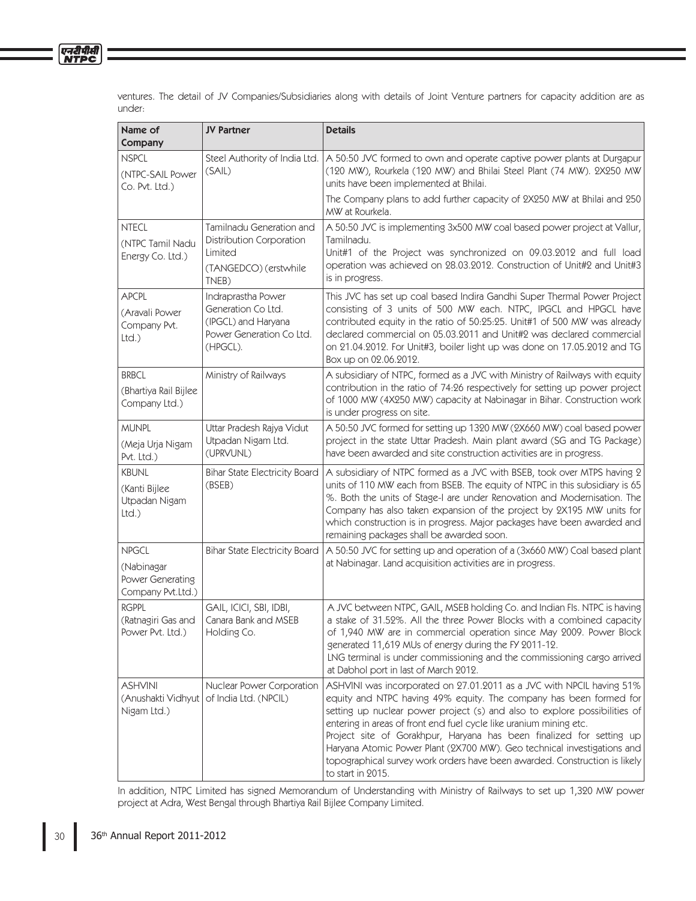ventures. The detail of JV Companies/Subsidiaries along with details of Joint Venture partners for capacity addition are as under:

| Name of Company | JV Partner | Details |
|---|---|---|
| NSPCL (NTPC-SAIL Power Co. Pvt. Ltd.) | Steel Authority of India Ltd. (SAIL) | A 50:50 JVC formed to own and operate captive power plants at Durgapur (120 MW), Rourkela (120 MW) and Bhilai Steel Plant (74 MW). 2X250 MW units have been implemented at Bhilai. The Company plans to add further capacity of 2X250 MW at Bhilai and 250 MW at Rourkela. |
| NTECL (NTPC Tamil Nadu Energy Co. Ltd.) | Tamilnadu Generation and Distribution Corporation Limited (TANGEDCO) (erstwhile TNEB) | A 50:50 JVC is implementing 3x500 MW coal based power project at Vallur, Tamilnadu. Unit#1 of the Project was synchronized on 09.03.2012 and full load operation was achieved on 28.03.2012. Construction of Unit#2 and Unit#3 is in progress. |
| APCPL (Aravali Power Company Pvt. Ltd.) | Indraprastha Power Generation Co Ltd. (IPGCL) and Haryana Power Generation Co Ltd. (HPGCL). | This JVC has set up coal based Indira Gandhi Super Thermal Power Project consisting of 3 units of 500 MW each. NTPC, IPGCL and HPGCL have contributed equity in the ratio of 50:25:25. Unit#1 of 500 MW was already declared commercial on 05.03.2011 and Unit#2 was declared commercial on 21.04.2012. For Unit#3, boiler light up was done on 17.05.2012 and TG Box up on 02.06.2012. |
| BRBCL (Bhartiya Rail Bijlee Company Ltd.) | Ministry of Railways | A subsidiary of NTPC, formed as a JVC with Ministry of Railways with equity contribution in the ratio of 74:26 respectively for setting up power project of 1000 MW (4X250 MW) capacity at Nabinagar in Bihar. Construction work is under progress on site. |
| MUNPL (Meja Urja Nigam Pvt. Ltd.) | Uttar Pradesh Rajya Vidut Utpadan Nigam Ltd. (UPRVUNL) | A 50:50 JVC formed for setting up 1320 MW (2X660 MW) coal based power project in the state Uttar Pradesh. Main plant award (SG and TG Package) have been awarded and site construction activities are in progress. |
| KBUNL (Kanti Bijlee Utpadan Nigam Ltd.) | Bihar State Electricity Board (BSEB) | A subsidiary of NTPC formed as a JVC with BSEB, took over MTPS having 2 units of 110 MW each from BSEB. The equity of NTPC in this subsidiary is 65 %. Both the units of Stage-I are under Renovation and Modernisation. The Company has also taken expansion of the project by 2X195 MW units for which construction is in progress. Major packages have been awarded and remaining packages shall be awarded soon. |
| NPGCL (Nabinagar Power Generating Company Pvt.Ltd.) | Bihar State Electricity Board | A 50:50 JVC for setting up and operation of a (3x660 MW) Coal based plant at Nabinagar. Land acquisition activities are in progress. |
| RGPPL (Ratnagiri Gas and Power Pvt. Ltd.) | GAIL, ICICI, SBI, IDBI, Canara Bank and MSEB Holding Co. | A JVC between NTPC, GAIL, MSEB holding Co. and Indian FIs. NTPC is having a stake of 31.52%. All the three Power Blocks with a combined capacity of 1,940 MW are in commercial operation since May 2009. Power Block generated 11,619 MUs of energy during the FY 2011-12. LNG terminal is under commissioning and the commissioning cargo arrived at Dabhol port in last of March 2012. |
| ASHVINI (Anushakti Vidhyut Nigam Ltd.) | Nuclear Power Corporation of India Ltd. (NPCIL) | ASHVINI was incorporated on 27.01.2011 as a JVC with NPCIL having 51% equity and NTPC having 49% equity. The company has been formed for setting up nuclear power project (s) and also to explore possibilities of entering in areas of front end fuel cycle like uranium mining etc. Project site of Gorakhpur, Haryana has been finalized for setting up Haryana Atomic Power Plant (2X700 MW). Geo technical investigations and topographical survey work orders have been awarded. Construction is likely to start in 2015. |

In addition, NTPC Limited has signed Memorandum of Understanding with Ministry of Railways to set up 1,320 MW power project at Adra, West Bengal through Bhartiya Rail Bijlee Company Limited.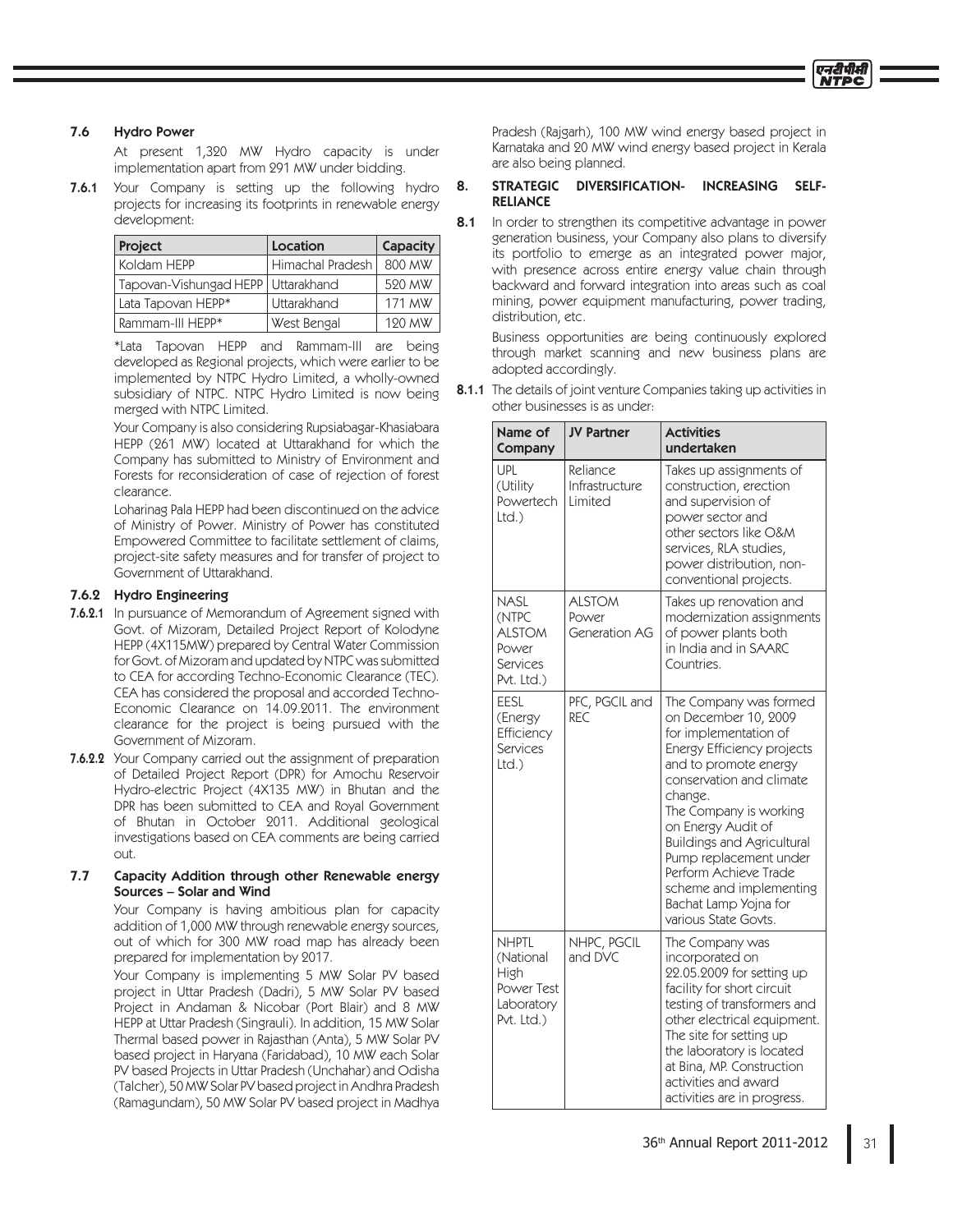### 7.6 Hydro Power

At present 1,320 MW Hydro capacity is under implementation apart from 291 MW under bidding.

**7.6.1** Your Company is setting up the following hydro projects for increasing its footprints in renewable energy development:

| Project | Location | Capacity |
|---|---|---|
| Koldam HEPP | Himachal Pradesh | 800 MW |
| Tapovan-Vishungad HEPP | Uttarakhand | 520 MW |
| Lata Tapovan HEPP* | Uttarakhand | 171 MW |
| Rammam-III HEPP* | West Bengal | 120 MW |

*Lata Tapovan HEPP and Rammam-III are being developed as Regional projects, which were earlier to be implemented by NTPC Hydro Limited, a wholly-owned subsidiary of NTPC. NTPC Hydro Limited is now being merged with NTPC Limited.

Your Company is also considering Rupsiabagar-Khasiabara HEPP (261 MW) located at Uttarakhand for which the Company has submitted to Ministry of Environment and Forests for reconsideration of case of rejection of forest clearance.

Loharinag Pala HEPP had been discontinued on the advice of Ministry of Power. Ministry of Power has constituted Empowered Committee to facilitate settlement of claims, project-site safety measures and for transfer of project to Government of Uttarakhand.

### 7.6.2 Hydro Engineering

**7.6.2.1** In pursuance of Memorandum of Agreement signed with Govt. of Mizoram, Detailed Project Report of Kolodyne HEPP (4X115MW) prepared by Central Water Commission for Govt. of Mizoram and updated by NTPC was submitted to CEA for according Techno-Economic Clearance (TEC). CEA has considered the proposal and accorded Techno-Economic Clearance on 14.09.2011. The environment clearance for the project is being pursued with the Government of Mizoram.

**7.6.2.2** Your Company carried out the assignment of preparation of Detailed Project Report (DPR) for Amochu Reservoir Hydro-electric Project (4X135 MW) in Bhutan and the DPR has been submitted to CEA and Royal Government of Bhutan in October 2011. Additional geological investigations based on CEA comments are being carried out.

### 7.7 Capacity Addition through other Renewable energy Sources – Solar and Wind

Your Company is having ambitious plan for capacity addition of 1,000 MW through renewable energy sources, out of which for 300 MW road map has already been prepared for implementation by 2017.

Your Company is implementing 5 MW Solar PV based project in Uttar Pradesh (Dadri), 5 MW Solar PV based Project in Andaman & Nicobar (Port Blair) and 8 MW HEPP at Uttar Pradesh (Singrauli). In addition, 15 MW Solar Thermal based power in Rajasthan (Anta), 5 MW Solar PV based project in Haryana (Faridabad), 10 MW each Solar PV based Projects in Uttar Pradesh (Unchahar) and Odisha (Talcher), 50 MW Solar PV based project in Andhra Pradesh (Ramagundam), 50 MW Solar PV based project in Madhya Pradesh (Rajgarh), 100 MW wind energy based project in Karnataka and 20 MW wind energy based project in Kerala are also being planned.

## 8. STRATEGIC DIVERSIFICATION- INCREASING SELF-RELIANCE

**8.1** In order to strengthen its competitive advantage in power generation business, your Company also plans to diversify its portfolio to emerge as an integrated power major, with presence across entire energy value chain through backward and forward integration into areas such as coal mining, power equipment manufacturing, power trading, distribution, etc.

Business opportunities are being continuously explored through market scanning and new business plans are adopted accordingly.

**8.1.1** The details of joint venture Companies taking up activities in other businesses is as under:

| Name of Company | JV Partner | Activities undertaken |
|---|---|---|
| UPL (Utility Powertech Ltd.) | Reliance Infrastructure Limited | Takes up assignments of construction, erection and supervision of power sector and other sectors like O&M services, RLA studies, power distribution, non-conventional projects. |
| NASL (NTPC ALSTOM Power Services Pvt. Ltd.) | ALSTOM Power Generation AG | Takes up renovation and modernization assignments of power plants both in India and in SAARC Countries. |
| EESL (Energy Efficiency Services Ltd.) | PFC, PGCIL and REC | The Company was formed on December 10, 2009 for implementation of Energy Efficiency projects and to promote energy conservation and climate change. The Company is working on Energy Audit of Buildings and Agricultural Pump replacement under Perform Achieve Trade scheme and implementing Bachat Lamp Yojna for various State Govts. |
| NHPTL (National High Power Test Laboratory Pvt. Ltd.) | NHPC, PGCIL and DVC | The Company was incorporated on 22.05.2009 for setting up facility for short circuit testing of transformers and other electrical equipment. The site for setting up the laboratory is located at Bina, MP. Construction activities and award activities are in progress. |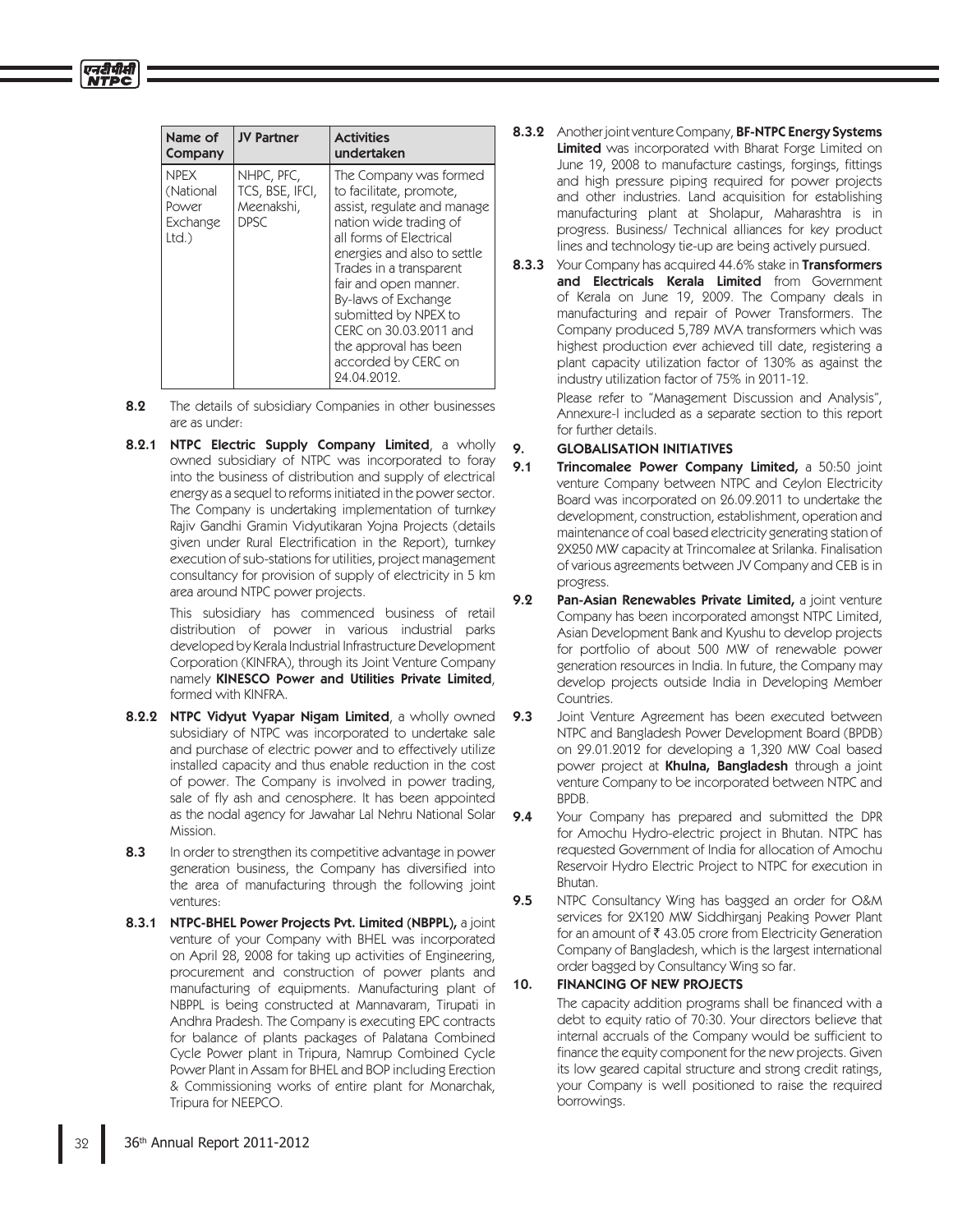| Name of Company | JV Partner | Activities undertaken |
|---|---|---|
| NPEX (National Power Exchange Ltd.) | NHPC, PFC, TCS, BSE, IFCI, Meenakshi, DPSC | The Company was formed to facilitate, promote, assist, regulate and manage nation wide trading of all forms of Electrical energies and also to settle Trades in a transparent fair and open manner. By-laws of Exchange submitted by NPEX to CERC on 30.03.2011 and the approval has been accorded by CERC on 24.04.2012. |

**8.2** The details of subsidiary Companies in other businesses are as under:

**8.2.1** **NTPC Electric Supply Company Limited**, a wholly owned subsidiary of NTPC was incorporated to foray into the business of distribution and supply of electrical energy as a sequel to reforms initiated in the power sector. The Company is undertaking implementation of turnkey Rajiv Gandhi Gramin Vidyutikaran Yojna Projects (details given under Rural Electrification in the Report), turnkey execution of sub-stations for utilities, project management consultancy for provision of supply of electricity in 5 km area around NTPC power projects.

This subsidiary has commenced business of retail distribution of power in various industrial parks developed by Kerala Industrial Infrastructure Development Corporation (KINFRA), through its Joint Venture Company namely **KINESCO Power and Utilities Private Limited**, formed with KINFRA.

**8.2.2** **NTPC Vidyut Vyapar Nigam Limited**, a wholly owned subsidiary of NTPC was incorporated to undertake sale and purchase of electric power and to effectively utilize installed capacity and thus enable reduction in the cost of power. The Company is involved in power trading, sale of fly ash and cenosphere. It has been appointed as the nodal agency for Jawahar Lal Nehru National Solar Mission.

**8.3** In order to strengthen its competitive advantage in power generation business, the Company has diversified into the area of manufacturing through the following joint ventures:

**8.3.1** **NTPC-BHEL Power Projects Pvt. Limited (NBPPL),** a joint venture of your Company with BHEL was incorporated on April 28, 2008 for taking up activities of Engineering, procurement and construction of power plants and manufacturing of equipments. Manufacturing plant of NBPPL is being constructed at Mannavaram, Tirupati in Andhra Pradesh. The Company is executing EPC contracts for balance of plants packages of Palatana Combined Cycle Power plant in Tripura, Namrup Combined Cycle Power Plant in Assam for BHEL and BOP including Erection & Commissioning works of entire plant for Monarchak, Tripura for NEEPCO.

**8.3.2** Another joint venture Company, **BF-NTPC Energy Systems Limited** was incorporated with Bharat Forge Limited on June 19, 2008 to manufacture castings, forgings, fittings and high pressure piping required for power projects and other industries. Land acquisition for establishing manufacturing plant at Sholapur, Maharashtra is in progress. Business/ Technical alliances for key product lines and technology tie-up are being actively pursued.

**8.3.3** Your Company has acquired 44.6% stake in **Transformers and Electricals Kerala Limited** from Government of Kerala on June 19, 2009. The Company deals in manufacturing and repair of Power Transformers. The Company produced 5,789 MVA transformers which was highest production ever achieved till date, registering a plant capacity utilization factor of 130% as against the industry utilization factor of 75% in 2011-12.

Please refer to "Management Discussion and Analysis", Annexure-I included as a separate section to this report for further details.

## 9. GLOBALISATION INITIATIVES

**9.1** **Trincomalee Power Company Limited,** a 50:50 joint venture Company between NTPC and Ceylon Electricity Board was incorporated on 26.09.2011 to undertake the development, construction, establishment, operation and maintenance of coal based electricity generating station of 2X250 MW capacity at Trincomalee at Srilanka. Finalisation of various agreements between JV Company and CEB is in progress.

**9.2** **Pan-Asian Renewables Private Limited,** a joint venture Company has been incorporated amongst NTPC Limited, Asian Development Bank and Kyushu to develop projects for portfolio of about 500 MW of renewable power generation resources in India. In future, the Company may develop projects outside India in Developing Member Countries.

**9.3** Joint Venture Agreement has been executed between NTPC and Bangladesh Power Development Board (BPDB) on 29.01.2012 for developing a 1,320 MW Coal based power project at **Khulna, Bangladesh** through a joint venture Company to be incorporated between NTPC and BPDB.

**9.4** Your Company has prepared and submitted the DPR for Amochu Hydro-electric project in Bhutan. NTPC has requested Government of India for allocation of Amochu Reservoir Hydro Electric Project to NTPC for execution in Bhutan.

**9.5** NTPC Consultancy Wing has bagged an order for O&M services for 2X120 MW Siddhirganj Peaking Power Plant for an amount of ₹ 43.05 crore from Electricity Generation Company of Bangladesh, which is the largest international order bagged by Consultancy Wing so far.

## 10. FINANCING OF NEW PROJECTS

The capacity addition programs shall be financed with a debt to equity ratio of 70:30. Your directors believe that internal accruals of the Company would be sufficient to finance the equity component for the new projects. Given its low geared capital structure and strong credit ratings, your Company is well positioned to raise the required borrowings.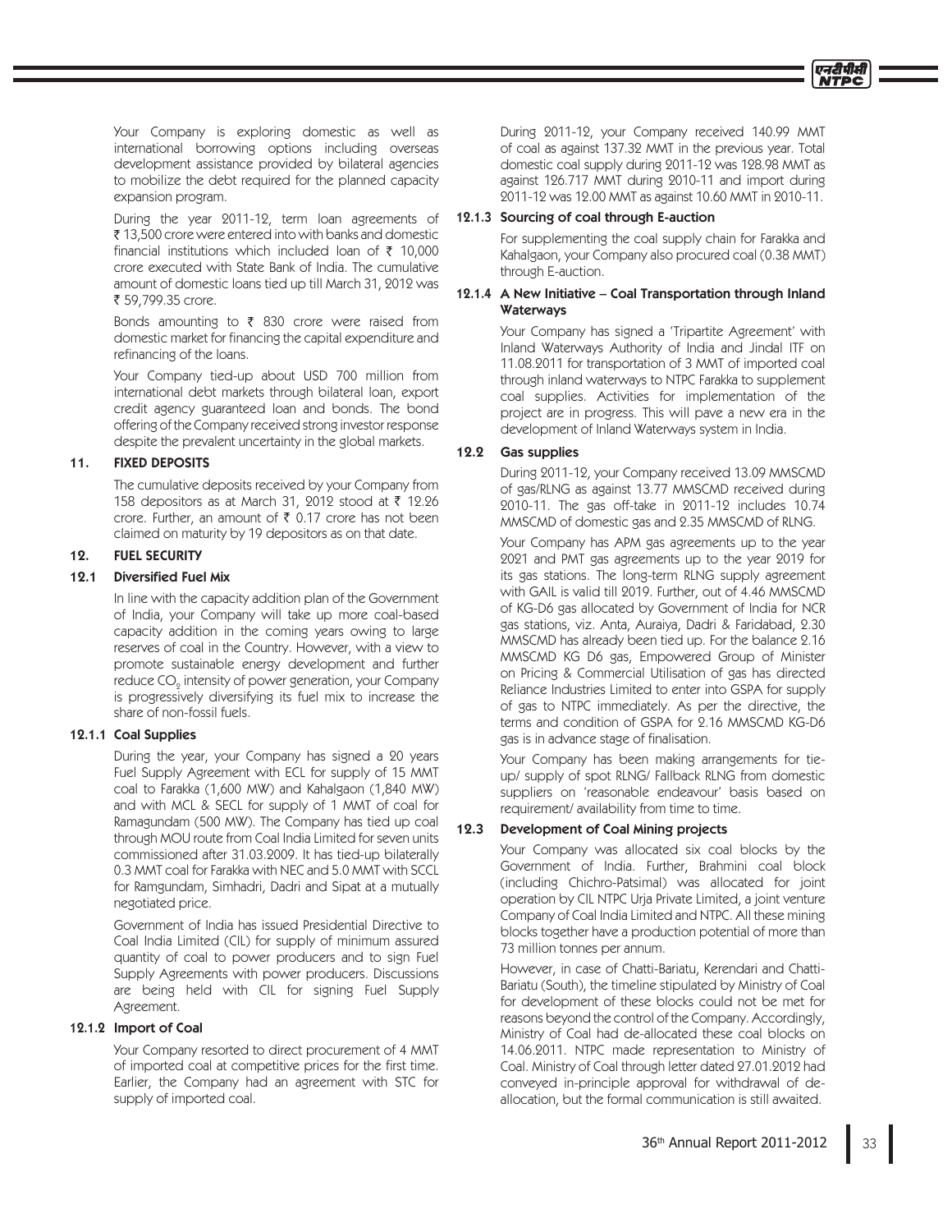Your Company is exploring domestic as well as international borrowing options including overseas development assistance provided by bilateral agencies to mobilize the debt required for the planned capacity expansion program.

During the year 2011-12, term loan agreements of ₹ 13,500 crore were entered into with banks and domestic financial institutions which included loan of ₹ 10,000 crore executed with State Bank of India. The cumulative amount of domestic loans tied up till March 31, 2012 was ₹ 59,799.35 crore.

Bonds amounting to ₹ 830 crore were raised from domestic market for financing the capital expenditure and refinancing of the loans.

Your Company tied-up about USD 700 million from international debt markets through bilateral loan, export credit agency guaranteed loan and bonds. The bond offering of the Company received strong investor response despite the prevalent uncertainty in the global markets.

## 11. FIXED DEPOSITS

The cumulative deposits received by your Company from 158 depositors as at March 31, 2012 stood at ₹ 12.26 crore. Further, an amount of ₹ 0.17 crore has not been claimed on maturity by 19 depositors as on that date.

## 12. FUEL SECURITY

### 12.1 Diversified Fuel Mix

In line with the capacity addition plan of the Government of India, your Company will take up more coal-based capacity addition in the coming years owing to large reserves of coal in the Country. However, with a view to promote sustainable energy development and further reduce $CO_2$ intensity of power generation, your Company is progressively diversifying its fuel mix to increase the share of non-fossil fuels.

### 12.1.1 Coal Supplies

During the year, your Company has signed a 20 years Fuel Supply Agreement with ECL for supply of 15 MMT coal to Farakka (1,600 MW) and Kahalgaon (1,840 MW) and with MCL & SECL for supply of 1 MMT of coal for Ramagundam (500 MW). The Company has tied up coal through MOU route from Coal India Limited for seven units commissioned after 31.03.2009. It has tied-up bilaterally 0.3 MMT coal for Farakka with NEC and 5.0 MMT with SCCL for Ramgundam, Simhadri, Dadri and Sipat at a mutually negotiated price.

Government of India has issued Presidential Directive to Coal India Limited (CIL) for supply of minimum assured quantity of coal to power producers and to sign Fuel Supply Agreements with power producers. Discussions are being held with CIL for signing Fuel Supply Agreement.

### 12.1.2 Import of Coal

Your Company resorted to direct procurement of 4 MMT of imported coal at competitive prices for the first time. Earlier, the Company had an agreement with STC for supply of imported coal.

During 2011-12, your Company received 140.99 MMT of coal as against 137.32 MMT in the previous year. Total domestic coal supply during 2011-12 was 128.98 MMT as against 126.717 MMT during 2010-11 and import during 2011-12 was 12.00 MMT as against 10.60 MMT in 2010-11.

### 12.1.3 Sourcing of coal through E-auction

For supplementing the coal supply chain for Farakka and Kahalgaon, your Company also procured coal (0.38 MMT) through E-auction.

### 12.1.4 A New Initiative – Coal Transportation through Inland Waterways

Your Company has signed a 'Tripartite Agreement' with Inland Waterways Authority of India and Jindal ITF on 11.08.2011 for transportation of 3 MMT of imported coal through inland waterways to NTPC Farakka to supplement coal supplies. Activities for implementation of the project are in progress. This will pave a new era in the development of Inland Waterways system in India.

### 12.2 Gas supplies

During 2011-12, your Company received 13.09 MMSCMD of gas/RLNG as against 13.77 MMSCMD received during 2010-11. The gas off-take in 2011-12 includes 10.74 MMSCMD of domestic gas and 2.35 MMSCMD of RLNG.

Your Company has APM gas agreements up to the year 2021 and PMT gas agreements up to the year 2019 for its gas stations. The long-term RLNG supply agreement with GAIL is valid till 2019. Further, out of 4.46 MMSCMD of KG-D6 gas allocated by Government of India for NCR gas stations, viz. Anta, Auraiya, Dadri & Faridabad, 2.30 MMSCMD has already been tied up. For the balance 2.16 MMSCMD KG D6 gas, Empowered Group of Minister on Pricing & Commercial Utilisation of gas has directed Reliance Industries Limited to enter into GSPA for supply of gas to NTPC immediately. As per the directive, the terms and condition of GSPA for 2.16 MMSCMD KG-D6 gas is in advance stage of finalisation.

Your Company has been making arrangements for tie-up/ supply of spot RLNG/ Fallback RLNG from domestic suppliers on 'reasonable endeavour' basis based on requirement/ availability from time to time.

### 12.3 Development of Coal Mining projects

Your Company was allocated six coal blocks by the Government of India. Further, Brahmini coal block (including Chichro-Patsimal) was allocated for joint operation by CIL NTPC Urja Private Limited, a joint venture Company of Coal India Limited and NTPC. All these mining blocks together have a production potential of more than 73 million tonnes per annum.

However, in case of Chatti-Bariatu, Kerendari and Chatti-Bariatu (South), the timeline stipulated by Ministry of Coal for development of these blocks could not be met for reasons beyond the control of the Company. Accordingly, Ministry of Coal had de-allocated these coal blocks on 14.06.2011. NTPC made representation to Ministry of Coal. Ministry of Coal through letter dated 27.01.2012 had conveyed in-principle approval for withdrawal of de-allocation, but the formal communication is still awaited.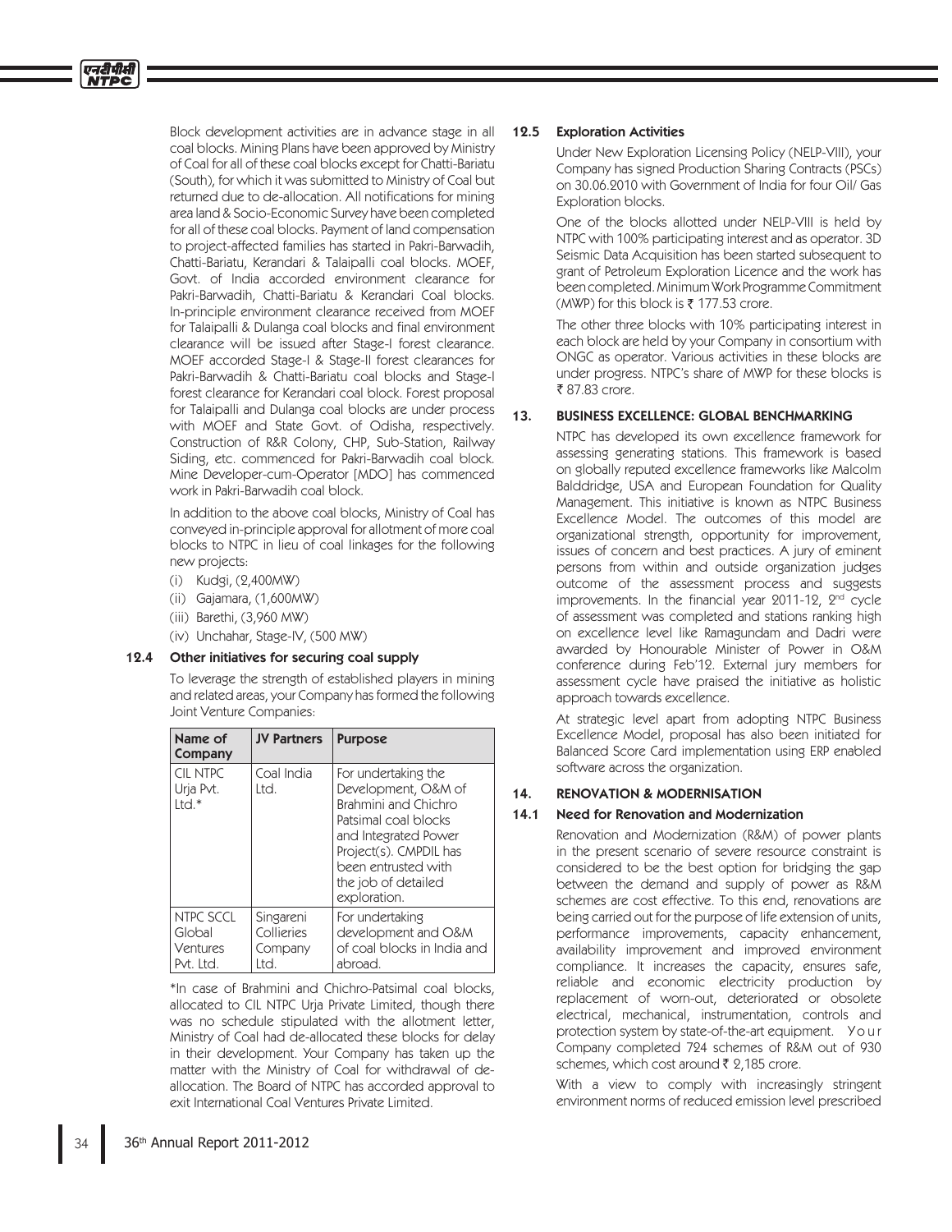Block development activities are in advance stage in all coal blocks. Mining Plans have been approved by Ministry of Coal for all of these coal blocks except for Chatti-Bariatu (South), for which it was submitted to Ministry of Coal but returned due to de-allocation. All notifications for mining area land & Socio-Economic Survey have been completed for all of these coal blocks. Payment of land compensation to project-affected families has started in Pakri-Barwadih, Chatti-Bariatu, Kerandari & Talaipalli coal blocks. MOEF, Govt. of India accorded environment clearance for Pakri-Barwadih, Chatti-Bariatu & Kerandari Coal blocks. In-principle environment clearance received from MOEF for Talaipalli & Dulanga coal blocks and final environment clearance will be issued after Stage-I forest clearance. MOEF accorded Stage-I & Stage-II forest clearances for Pakri-Barwadih & Chatti-Bariatu coal blocks and Stage-I forest clearance for Kerandari coal block. Forest proposal for Talaipalli and Dulanga coal blocks are under process with MOEF and State Govt. of Odisha, respectively. Construction of R&R Colony, CHP, Sub-Station, Railway Siding, etc. commenced for Pakri-Barwadih coal block. Mine Developer-cum-Operator [MDO] has commenced work in Pakri-Barwadih coal block.

In addition to the above coal blocks, Ministry of Coal has conveyed in-principle approval for allotment of more coal blocks to NTPC in lieu of coal linkages for the following new projects:

(i) Kudgi, (2,400MW)

(ii) Gajamara, (1,600MW)

(iii) Barethi, (3,960 MW)

(iv) Unchahar, Stage-IV, (500 MW)

### 12.4 Other initiatives for securing coal supply

To leverage the strength of established players in mining and related areas, your Company has formed the following Joint Venture Companies:

| Name of Company | JV Partners | Purpose |
|---|---|---|
| CIL NTPC Urja Pvt. Ltd.* | Coal India Ltd. | For undertaking the Development, O&M of Brahmini and Chichro Patsimal coal blocks and Integrated Power Project(s). CMPDIL has been entrusted with the job of detailed exploration. |
| NTPC SCCL Global Ventures Pvt. Ltd. | Singareni Collieries Company Ltd. | For undertaking development and O&M of coal blocks in India and abroad. |

*In case of Brahmini and Chichro-Patsimal coal blocks, allocated to CIL NTPC Urja Private Limited, though there was no schedule stipulated with the allotment letter, Ministry of Coal had de-allocated these blocks for delay in their development. Your Company has taken up the matter with the Ministry of Coal for withdrawal of de-allocation. The Board of NTPC has accorded approval to exit International Coal Ventures Private Limited.

### 12.5 Exploration Activities

Under New Exploration Licensing Policy (NELP-VIII), your Company has signed Production Sharing Contracts (PSCs) on 30.06.2010 with Government of India for four Oil/ Gas Exploration blocks.

One of the blocks allotted under NELP-VIII is held by NTPC with 100% participating interest and as operator. 3D Seismic Data Acquisition has been started subsequent to grant of Petroleum Exploration Licence and the work has been completed. Minimum Work Programme Commitment (MWP) for this block is ₹ 177.53 crore.

The other three blocks with 10% participating interest in each block are held by your Company in consortium with ONGC as operator. Various activities in these blocks are under progress. NTPC's share of MWP for these blocks is ₹ 87.83 crore.

## 13. BUSINESS EXCELLENCE: GLOBAL BENCHMARKING

NTPC has developed its own excellence framework for assessing generating stations. This framework is based on globally reputed excellence frameworks like Malcolm Balddridge, USA and European Foundation for Quality Management. This initiative is known as NTPC Business Excellence Model. The outcomes of this model are organizational strength, opportunity for improvement, issues of concern and best practices. A jury of eminent persons from within and outside organization judges outcome of the assessment process and suggests improvements. In the financial year 2011-12, 2nd cycle of assessment was completed and stations ranking high on excellence level like Ramagundam and Dadri were awarded by Honourable Minister of Power in O&M conference during Feb'12. External jury members for assessment cycle have praised the initiative as holistic approach towards excellence.

At strategic level apart from adopting NTPC Business Excellence Model, proposal has also been initiated for Balanced Score Card implementation using ERP enabled software across the organization.

## 14. RENOVATION & MODERNISATION

### 14.1 Need for Renovation and Modernization

Renovation and Modernization (R&M) of power plants in the present scenario of severe resource constraint is considered to be the best option for bridging the gap between the demand and supply of power as R&M schemes are cost effective. To this end, renovations are being carried out for the purpose of life extension of units, performance improvements, capacity enhancement, availability improvement and improved environment compliance. It increases the capacity, ensures safe, reliable and economic electricity production by replacement of worn-out, deteriorated or obsolete electrical, mechanical, instrumentation, controls and protection system by state-of-the-art equipment. Your Company completed 724 schemes of R&M out of 930 schemes, which cost around ₹ 2,185 crore.

With a view to comply with increasingly stringent environment norms of reduced emission level prescribed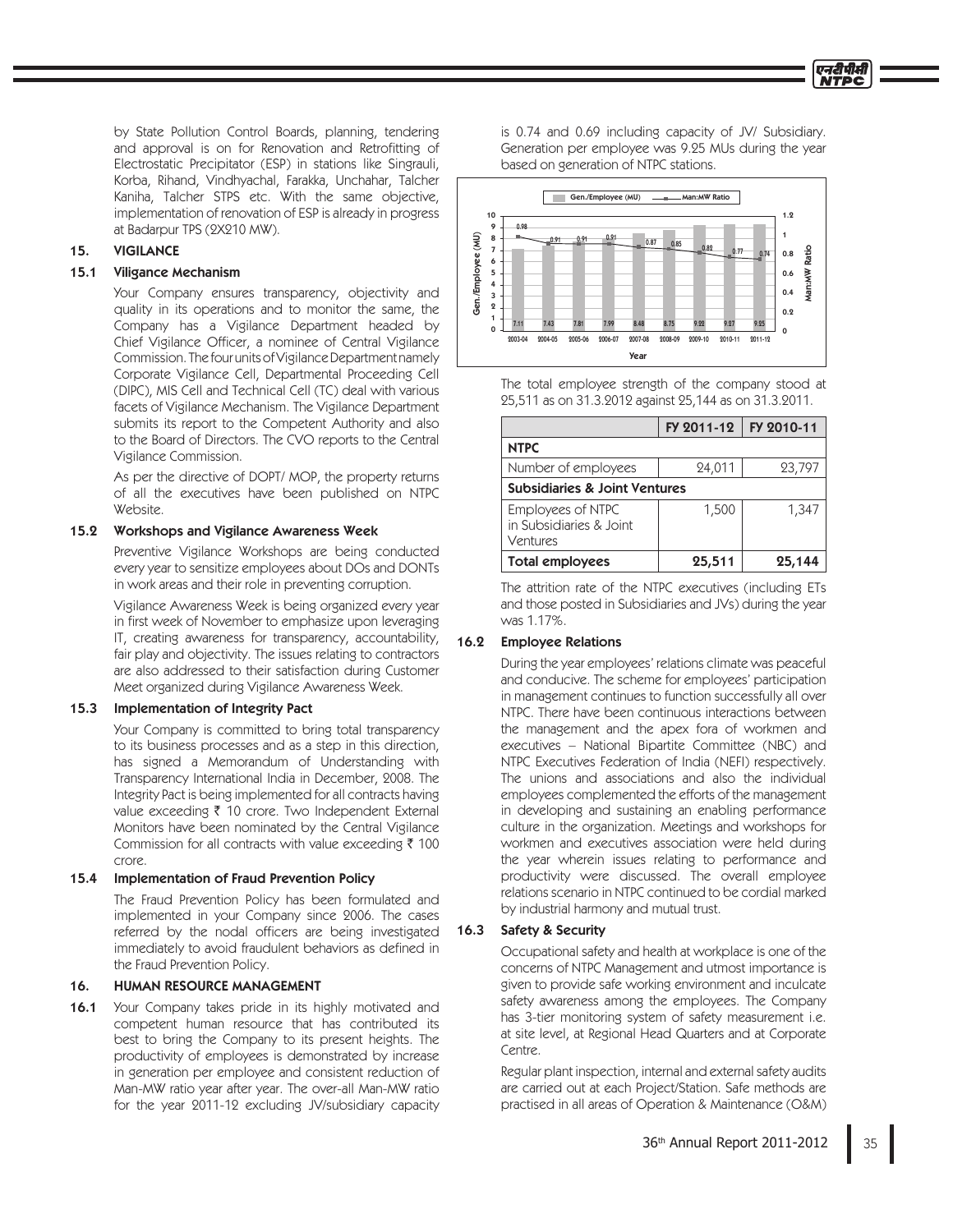by State Pollution Control Boards, planning, tendering and approval is on for Renovation and Retrofitting of Electrostatic Precipitator (ESP) in stations like Singrauli, Korba, Rihand, Vindhyachal, Farakka, Unchahar, Talcher Kaniha, Talcher STPS etc. With the same objective, implementation of renovation of ESP is already in progress at Badarpur TPS (2X210 MW).

## 15. VIGILANCE

### 15.1 Viligance Mechanism

Your Company ensures transparency, objectivity and quality in its operations and to monitor the same, the Company has a Vigilance Department headed by Chief Vigilance Officer, a nominee of Central Vigilance Commission. The four units of Vigilance Department namely Corporate Vigilance Cell, Departmental Proceeding Cell (DIPC), MIS Cell and Technical Cell (TC) deal with various facets of Vigilance Mechanism. The Vigilance Department submits its report to the Competent Authority and also to the Board of Directors. The CVO reports to the Central Vigilance Commission.

As per the directive of DOPT/ MOP, the property returns of all the executives have been published on NTPC Website.

### 15.2 Workshops and Vigilance Awareness Week

Preventive Vigilance Workshops are being conducted every year to sensitize employees about DOs and DONTs in work areas and their role in preventing corruption.

Vigilance Awareness Week is being organized every year in first week of November to emphasize upon leveraging IT, creating awareness for transparency, accountability, fair play and objectivity. The issues relating to contractors are also addressed to their satisfaction during Customer Meet organized during Vigilance Awareness Week.

### 15.3 Implementation of Integrity Pact

Your Company is committed to bring total transparency to its business processes and as a step in this direction, has signed a Memorandum of Understanding with Transparency International India in December, 2008. The Integrity Pact is being implemented for all contracts having value exceeding ₹ 10 crore. Two Independent External Monitors have been nominated by the Central Vigilance Commission for all contracts with value exceeding ₹ 100 crore.

### 15.4 Implementation of Fraud Prevention Policy

The Fraud Prevention Policy has been formulated and implemented in your Company since 2006. The cases referred by the nodal officers are being investigated immediately to avoid fraudulent behaviors as defined in the Fraud Prevention Policy.

## 16. HUMAN RESOURCE MANAGEMENT

**16.1** Your Company takes pride in its highly motivated and competent human resource that has contributed its best to bring the Company to its present heights. The productivity of employees is demonstrated by increase in generation per employee and consistent reduction of Man-MW ratio year after year. The over-all Man-MW ratio for the year 2011-12 excluding JV/subsidiary capacity is 0.74 and 0.69 including capacity of JV/ Subsidiary. Generation per employee was 9.25 MUs during the year based on generation of NTPC stations.

| Year | Gen./Employee (MU) | Man:MW Ratio |
|---|---|---|
| 2003-04 | 7.11 | 0.98 |
| 2004-05 | 7.43 | 0.91 |
| 2005-06 | 7.81 | 0.91 |
| 2006-07 | 7.99 | 0.91 |
| 2007-08 | 8.48 | 0.87 |
| 2008-09 | 8.75 | 0.85 |
| 2009-10 | 9.22 | 0.82 |
| 2010-11 | 9.27 | 0.77 |
| 2011-12 | 9.25 | 0.74 |

The total employee strength of the company stood at 25,511 as on 31.3.2012 against 25,144 as on 31.3.2011.

| | FY 2011-12 | FY 2010-11 |
|---|---|---|
| **NTPC** | | |
| Number of employees | 24,011 | 23,797 |
| **Subsidiaries & Joint Ventures** | | |
| Employees of NTPC in Subsidiaries & Joint Ventures | 1,500 | 1,347 |
| **Total employees** | **25,511** | **25,144** |

The attrition rate of the NTPC executives (including ETs and those posted in Subsidiaries and JVs) during the year was 1.17%.

### 16.2 Employee Relations

During the year employees' relations climate was peaceful and conducive. The scheme for employees' participation in management continues to function successfully all over NTPC. There have been continuous interactions between the management and the apex fora of workmen and executives – National Bipartite Committee (NBC) and NTPC Executives Federation of India (NEFI) respectively. The unions and associations and also the individual employees complemented the efforts of the management in developing and sustaining an enabling performance culture in the organization. Meetings and workshops for workmen and executives association were held during the year wherein issues relating to performance and productivity were discussed. The overall employee relations scenario in NTPC continued to be cordial marked by industrial harmony and mutual trust.

### 16.3 Safety & Security

Occupational safety and health at workplace is one of the concerns of NTPC Management and utmost importance is given to provide safe working environment and inculcate safety awareness among the employees. The Company has 3-tier monitoring system of safety measurement i.e. at site level, at Regional Head Quarters and at Corporate Centre.

Regular plant inspection, internal and external safety audits are carried out at each Project/Station. Safe methods are practised in all areas of Operation & Maintenance (O&M)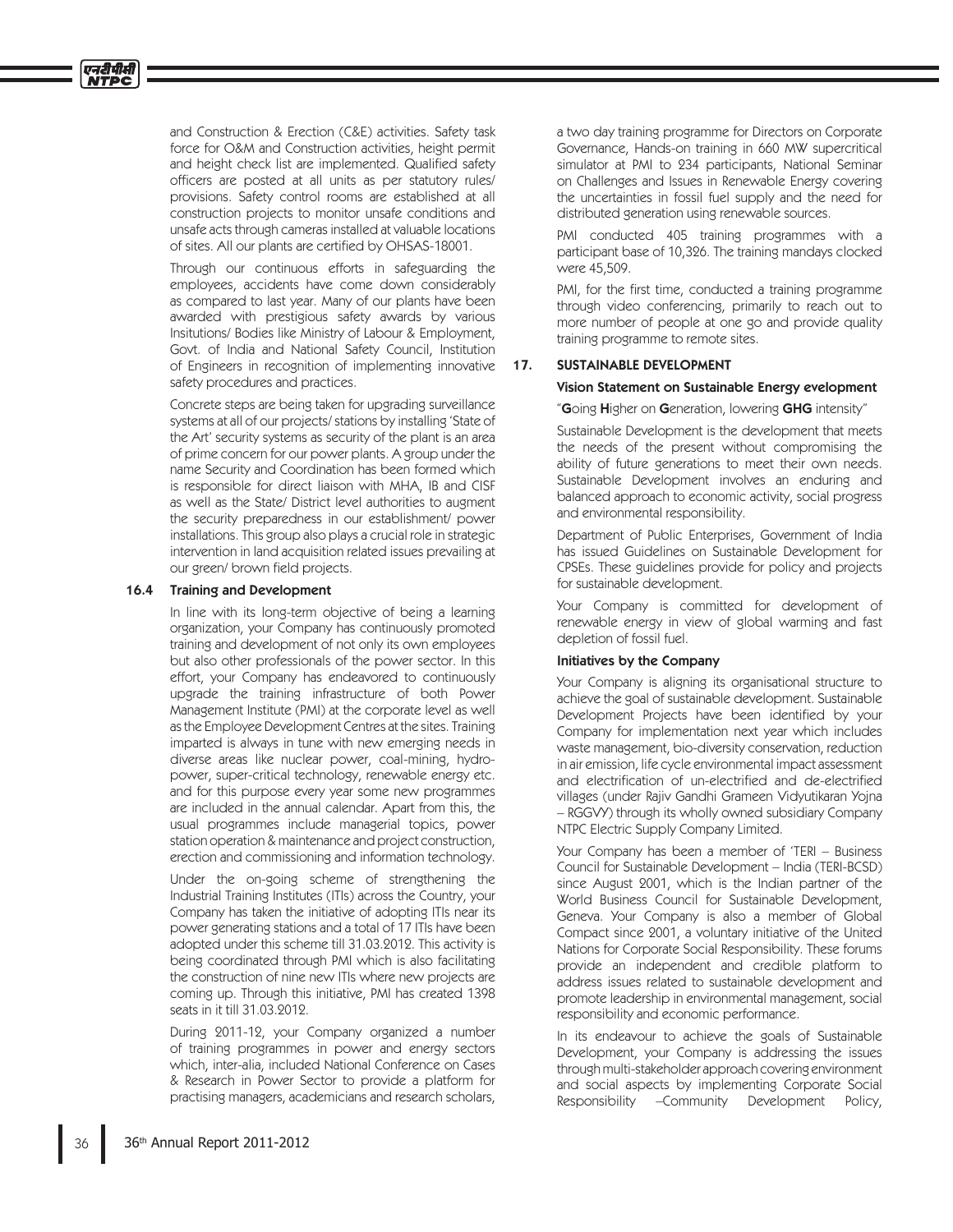and Construction & Erection (C&E) activities. Safety task force for O&M and Construction activities, height permit and height check list are implemented. Qualified safety officers are posted at all units as per statutory rules/ provisions. Safety control rooms are established at all construction projects to monitor unsafe conditions and unsafe acts through cameras installed at valuable locations of sites. All our plants are certified by OHSAS-18001.

Through our continuous efforts in safeguarding the employees, accidents have come down considerably as compared to last year. Many of our plants have been awarded with prestigious safety awards by various Insitutions/ Bodies like Ministry of Labour & Employment, Govt. of India and National Safety Council, Institution of Engineers in recognition of implementing innovative safety procedures and practices.

Concrete steps are being taken for upgrading surveillance systems at all of our projects/ stations by installing 'State of the Art' security systems as security of the plant is an area of prime concern for our power plants. A group under the name Security and Coordination has been formed which is responsible for direct liaison with MHA, IB and CISF as well as the State/ District level authorities to augment the security preparedness in our establishment/ power installations. This group also plays a crucial role in strategic intervention in land acquisition related issues prevailing at our green/ brown field projects.

### 16.4 Training and Development

In line with its long-term objective of being a learning organization, your Company has continuously promoted training and development of not only its own employees but also other professionals of the power sector. In this effort, your Company has endeavored to continuously upgrade the training infrastructure of both Power Management Institute (PMI) at the corporate level as well as the Employee Development Centres at the sites. Training imparted is always in tune with new emerging needs in diverse areas like nuclear power, coal-mining, hydro-power, super-critical technology, renewable energy etc. and for this purpose every year some new programmes are included in the annual calendar. Apart from this, the usual programmes include managerial topics, power station operation & maintenance and project construction, erection and commissioning and information technology.

Under the on-going scheme of strengthening the Industrial Training Institutes (ITIs) across the Country, your Company has taken the initiative of adopting ITIs near its power generating stations and a total of 17 ITIs have been adopted under this scheme till 31.03.2012. This activity is being coordinated through PMI which is also facilitating the construction of nine new ITIs where new projects are coming up. Through this initiative, PMI has created 1398 seats in it till 31.03.2012.

During 2011-12, your Company organized a number of training programmes in power and energy sectors which, inter-alia, included National Conference on Cases & Research in Power Sector to provide a platform for practising managers, academicians and research scholars, a two day training programme for Directors on Corporate Governance, Hands-on training in 660 MW supercritical simulator at PMI to 234 participants, National Seminar on Challenges and Issues in Renewable Energy covering the uncertainties in fossil fuel supply and the need for distributed generation using renewable sources.

PMI conducted 405 training programmes with a participant base of 10,326. The training mandays clocked were 45,509.

PMI, for the first time, conducted a training programme through video conferencing, primarily to reach out to more number of people at one go and provide quality training programme to remote sites.

## 17. SUSTAINABLE DEVELOPMENT

### Vision Statement on Sustainable Energy evelopment

"**G**oing **H**igher on **G**eneration, lowering **GHG** intensity"

Sustainable Development is the development that meets the needs of the present without compromising the ability of future generations to meet their own needs. Sustainable Development involves an enduring and balanced approach to economic activity, social progress and environmental responsibility.

Department of Public Enterprises, Government of India has issued Guidelines on Sustainable Development for CPSEs. These guidelines provide for policy and projects for sustainable development.

Your Company is committed for development of renewable energy in view of global warming and fast depletion of fossil fuel.

### Initiatives by the Company

Your Company is aligning its organisational structure to achieve the goal of sustainable development. Sustainable Development Projects have been identified by your Company for implementation next year which includes waste management, bio-diversity conservation, reduction in air emission, life cycle environmental impact assessment and electrification of un-electrified and de-electrified villages (under Rajiv Gandhi Grameen Vidyutikaran Yojna – RGGVY) through its wholly owned subsidiary Company NTPC Electric Supply Company Limited.

Your Company has been a member of 'TERI – Business Council for Sustainable Development – India (TERI-BCSD) since August 2001, which is the Indian partner of the World Business Council for Sustainable Development, Geneva. Your Company is also a member of Global Compact since 2001, a voluntary initiative of the United Nations for Corporate Social Responsibility. These forums provide an independent and credible platform to address issues related to sustainable development and promote leadership in environmental management, social responsibility and economic performance.

In its endeavour to achieve the goals of Sustainable Development, your Company is addressing the issues through multi-stakeholder approach covering environment and social aspects by implementing Corporate Social Responsibility –Community Development Policy,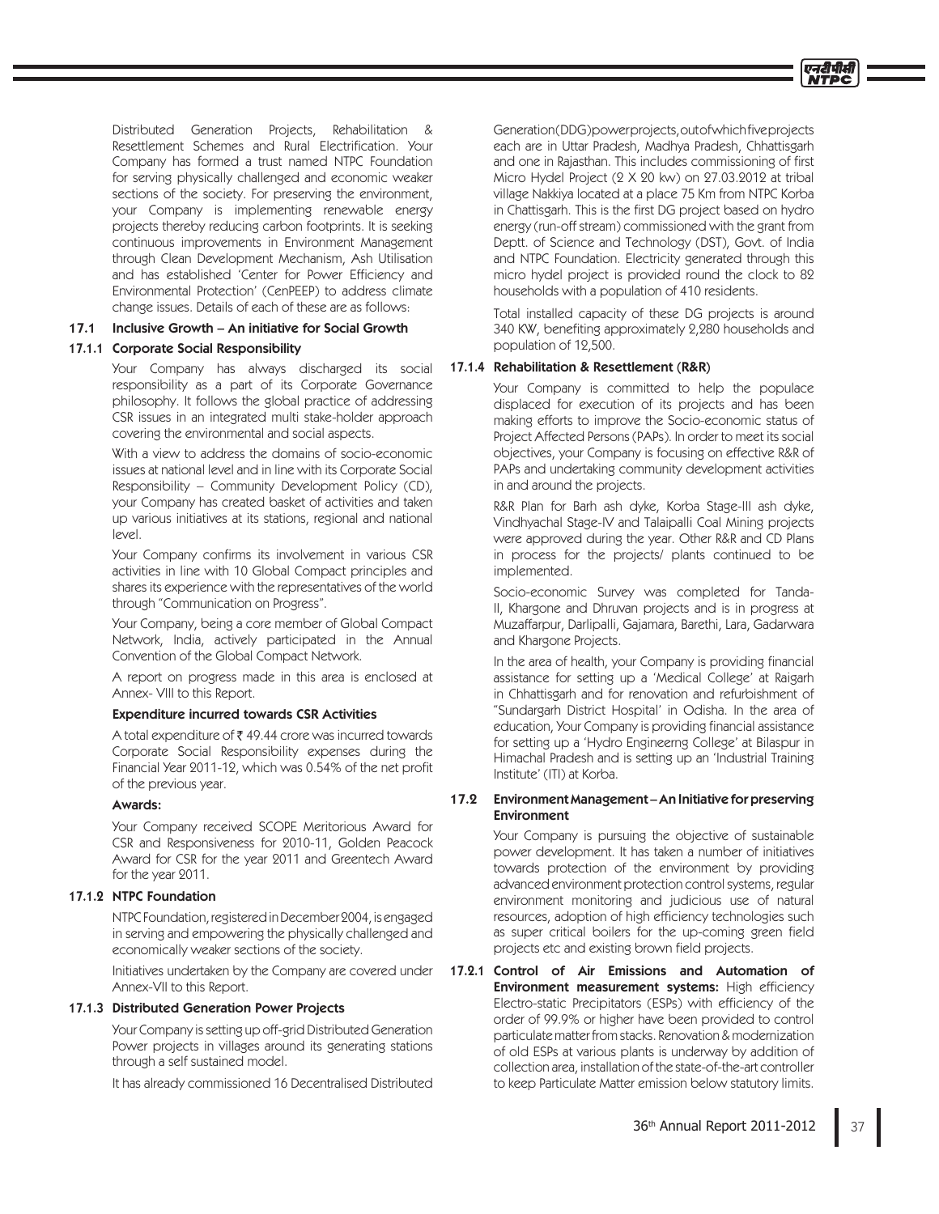Distributed Generation Projects, Rehabilitation & Resettlement Schemes and Rural Electrification. Your Company has formed a trust named NTPC Foundation for serving physically challenged and economic weaker sections of the society. For preserving the environment, your Company is implementing renewable energy projects thereby reducing carbon footprints. It is seeking continuous improvements in Environment Management through Clean Development Mechanism, Ash Utilisation and has established 'Center for Power Efficiency and Environmental Protection' (CenPEEP) to address climate change issues. Details of each of these are as follows:

### 17.1 Inclusive Growth – An initiative for Social Growth

#### 17.1.1 Corporate Social Responsibility

Your Company has always discharged its social responsibility as a part of its Corporate Governance philosophy. It follows the global practice of addressing CSR issues in an integrated multi stake-holder approach covering the environmental and social aspects.

With a view to address the domains of socio-economic issues at national level and in line with its Corporate Social Responsibility – Community Development Policy (CD), your Company has created basket of activities and taken up various initiatives at its stations, regional and national level.

Your Company confirms its involvement in various CSR activities in line with 10 Global Compact principles and shares its experience with the representatives of the world through "Communication on Progress".

Your Company, being a core member of Global Compact Network, India, actively participated in the Annual Convention of the Global Compact Network.

A report on progress made in this area is enclosed at Annex- VIII to this Report.

**Expenditure incurred towards CSR Activities**

A total expenditure of ₹ 49.44 crore was incurred towards Corporate Social Responsibility expenses during the Financial Year 2011-12, which was 0.54% of the net profit of the previous year.

**Awards:**

Your Company received SCOPE Meritorious Award for CSR and Responsiveness for 2010-11, Golden Peacock Award for CSR for the year 2011 and Greentech Award for the year 2011.

#### 17.1.2 NTPC Foundation

NTPC Foundation, registered in December 2004, is engaged in serving and empowering the physically challenged and economically weaker sections of the society.

Initiatives undertaken by the Company are covered under Annex-VII to this Report.

#### 17.1.3 Distributed Generation Power Projects

Your Company is setting up off-grid Distributed Generation Power projects in villages around its generating stations through a self sustained model.

It has already commissioned 16 Decentralised Distributed Generation (DDG) power projects, out of which five projects each are in Uttar Pradesh, Madhya Pradesh, Chhattisgarh and one in Rajasthan. This includes commissioning of first Micro Hydel Project (2 X 20 kw) on 27.03.2012 at tribal village Nakkiya located at a place 75 Km from NTPC Korba in Chattisgarh. This is the first DG project based on hydro energy (run-off stream) commissioned with the grant from Deptt. of Science and Technology (DST), Govt. of India and NTPC Foundation. Electricity generated through this micro hydel project is provided round the clock to 82 households with a population of 410 residents.

Total installed capacity of these DG projects is around 340 KW, benefiting approximately 2,280 households and population of 12,500.

#### 17.1.4 Rehabilitation & Resettlement (R&R)

Your Company is committed to help the populace displaced for execution of its projects and has been making efforts to improve the Socio-economic status of Project Affected Persons (PAPs). In order to meet its social objectives, your Company is focusing on effective R&R of PAPs and undertaking community development activities in and around the projects.

R&R Plan for Barh ash dyke, Korba Stage-III ash dyke, Vindhyachal Stage-IV and Talaipalli Coal Mining projects were approved during the year. Other R&R and CD Plans in process for the projects/ plants continued to be implemented.

Socio-economic Survey was completed for Tanda-II, Khargone and Dhruvan projects and is in progress at Muzaffarpur, Darlipalli, Gajamara, Barethi, Lara, Gadarwara and Khargone Projects.

In the area of health, your Company is providing financial assistance for setting up a 'Medical College' at Raigarh in Chhattisgarh and for renovation and refurbishment of "Sundargarh District Hospital' in Odisha. In the area of education, Your Company is providing financial assistance for setting up a 'Hydro Engineerng College' at Bilaspur in Himachal Pradesh and is setting up an 'Industrial Training Institute' (ITI) at Korba.

### 17.2 Environment Management – An Initiative for preserving Environment

Your Company is pursuing the objective of sustainable power development. It has taken a number of initiatives towards protection of the environment by providing advanced environment protection control systems, regular environment monitoring and judicious use of natural resources, adoption of high efficiency technologies such as super critical boilers for the up-coming green field projects etc and existing brown field projects.

#### 17.2.1 Control of Air Emissions and Automation of Environment measurement systems:

High efficiency Electro-static Precipitators (ESPs) with efficiency of the order of 99.9% or higher have been provided to control particulate matter from stacks. Renovation & modernization of old ESPs at various plants is underway by addition of collection area, installation of the state-of-the-art controller to keep Particulate Matter emission below statutory limits.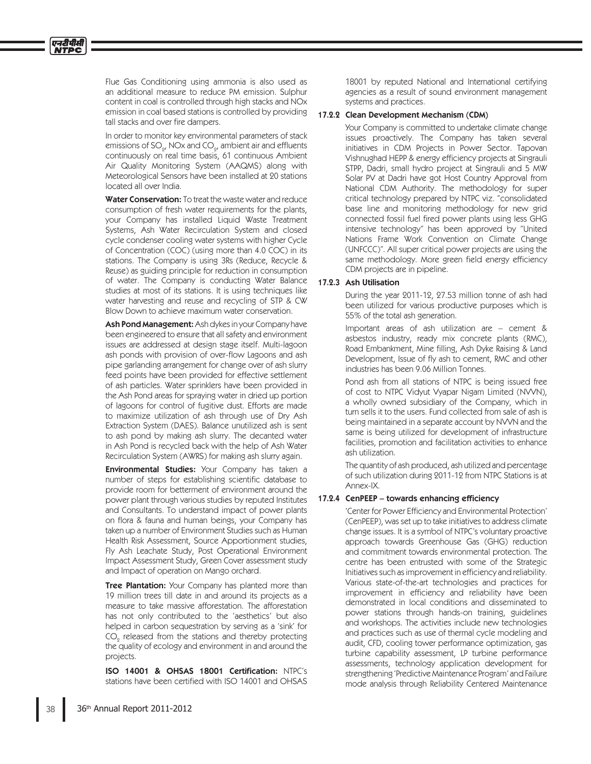Flue Gas Conditioning using ammonia is also used as an additional measure to reduce PM emission. Sulphur content in coal is controlled through high stacks and NOx emission in coal based stations is controlled by providing tall stacks and over fire dampers.

In order to monitor key environmental parameters of stack emissions of $SO_2$, NOx and $CO_2$, ambient air and effluents continuously on real time basis, 61 continuous Ambient Air Quality Monitoring System (AAQMS) along with Meteorological Sensors have been installed at 20 stations located all over India.

**Water Conservation:** To treat the waste water and reduce consumption of fresh water requirements for the plants, your Company has installed Liquid Waste Treatment Systems, Ash Water Recirculation System and closed cycle condenser cooling water systems with higher Cycle of Concentration (COC) (using more than 4.0 COC) in its stations. The Company is using 3Rs (Reduce, Recycle & Reuse) as guiding principle for reduction in consumption of water. The Company is conducting Water Balance studies at most of its stations. It is using techniques like water harvesting and reuse and recycling of STP & CW Blow Down to achieve maximum water conservation.

**Ash Pond Management:** Ash dykes in your Company have been engineered to ensure that all safety and environment issues are addressed at design stage itself. Multi-lagoon ash ponds with provision of over-flow Lagoons and ash pipe garlanding arrangement for change over of ash slurry feed points have been provided for effective settlement of ash particles. Water sprinklers have been provided in the Ash Pond areas for spraying water in dried up portion of lagoons for control of fugitive dust. Efforts are made to maximize utilization of ash through use of Dry Ash Extraction System (DAES). Balance unutilized ash is sent to ash pond by making ash slurry. The decanted water in Ash Pond is recycled back with the help of Ash Water Recirculation System (AWRS) for making ash slurry again.

**Environmental Studies:** Your Company has taken a number of steps for establishing scientific database to provide room for betterment of environment around the power plant through various studies by reputed Institutes and Consultants. To understand impact of power plants on flora & fauna and human beings, your Company has taken up a number of Environment Studies such as Human Health Risk Assessment, Source Apportionment studies, Fly Ash Leachate Study, Post Operational Environment Impact Assessment Study, Green Cover assessment study and Impact of operation on Mango orchard.

**Tree Plantation:** Your Company has planted more than 19 million trees till date in and around its projects as a measure to take massive afforestation. The afforestation has not only contributed to the 'aesthetics' but also helped in carbon sequestration by serving as a 'sink' for $CO_2$ released from the stations and thereby protecting the quality of ecology and environment in and around the projects.

**ISO 14001 & OHSAS 18001 Certification:** NTPC's stations have been certified with ISO 14001 and OHSAS 18001 by reputed National and International certifying agencies as a result of sound environment management systems and practices.

### 17.2.2 Clean Development Mechanism (CDM)

Your Company is committed to undertake climate change issues proactively. The Company has taken several initiatives in CDM Projects in Power Sector. Tapovan Vishnughad HEPP & energy efficiency projects at Singrauli STPP, Dadri, small hydro project at Singrauli and 5 MW Solar PV at Dadri have got Host Country Approval from National CDM Authority. The methodology for super critical technology prepared by NTPC viz. "consolidated base line and monitoring methodology for new grid connected fossil fuel fired power plants using less GHG intensive technology" has been approved by "United Nations Frame Work Convention on Climate Change (UNFCCC)". All super critical power projects are using the same methodology. More green field energy efficiency CDM projects are in pipeline.

### 17.2.3 Ash Utilisation

During the year 2011-12, 27.53 million tonne of ash had been utilized for various productive purposes which is 55% of the total ash generation.

Important areas of ash utilization are – cement & asbestos industry, ready mix concrete plants (RMC), Road Embankment, Mine filling, Ash Dyke Raising & Land Development, Issue of fly ash to cement, RMC and other industries has been 9.06 Million Tonnes.

Pond ash from all stations of NTPC is being issued free of cost to NTPC Vidyut Vyapar Nigam Limited (NVVN), a wholly owned subsidiary of the Company, which in turn sells it to the users. Fund collected from sale of ash is being maintained in a separate account by NVVN and the same is being utilized for development of infrastructure facilities, promotion and facilitation activities to enhance ash utilization.

The quantity of ash produced, ash utilized and percentage of such utilization during 2011-12 from NTPC Stations is at Annex-IX.

### 17.2.4 CenPEEP – towards enhancing efficiency

'Center for Power Efficiency and Environmental Protection' (CenPEEP), was set up to take initiatives to address climate change issues. It is a symbol of NTPC's voluntary proactive approach towards Greenhouse Gas (GHG) reduction and commitment towards environmental protection. The centre has been entrusted with some of the Strategic Initiatives such as improvement in efficiency and reliability. Various state-of-the-art technologies and practices for improvement in efficiency and reliability have been demonstrated in local conditions and disseminated to power stations through hands-on training, guidelines and workshops. The activities include new technologies and practices such as use of thermal cycle modeling and audit, CFD, cooling tower performance optimization, gas turbine capability assessment, LP turbine performance assessments, technology application development for strengthening 'Predictive Maintenance Program' and Failure mode analysis through Reliability Centered Maintenance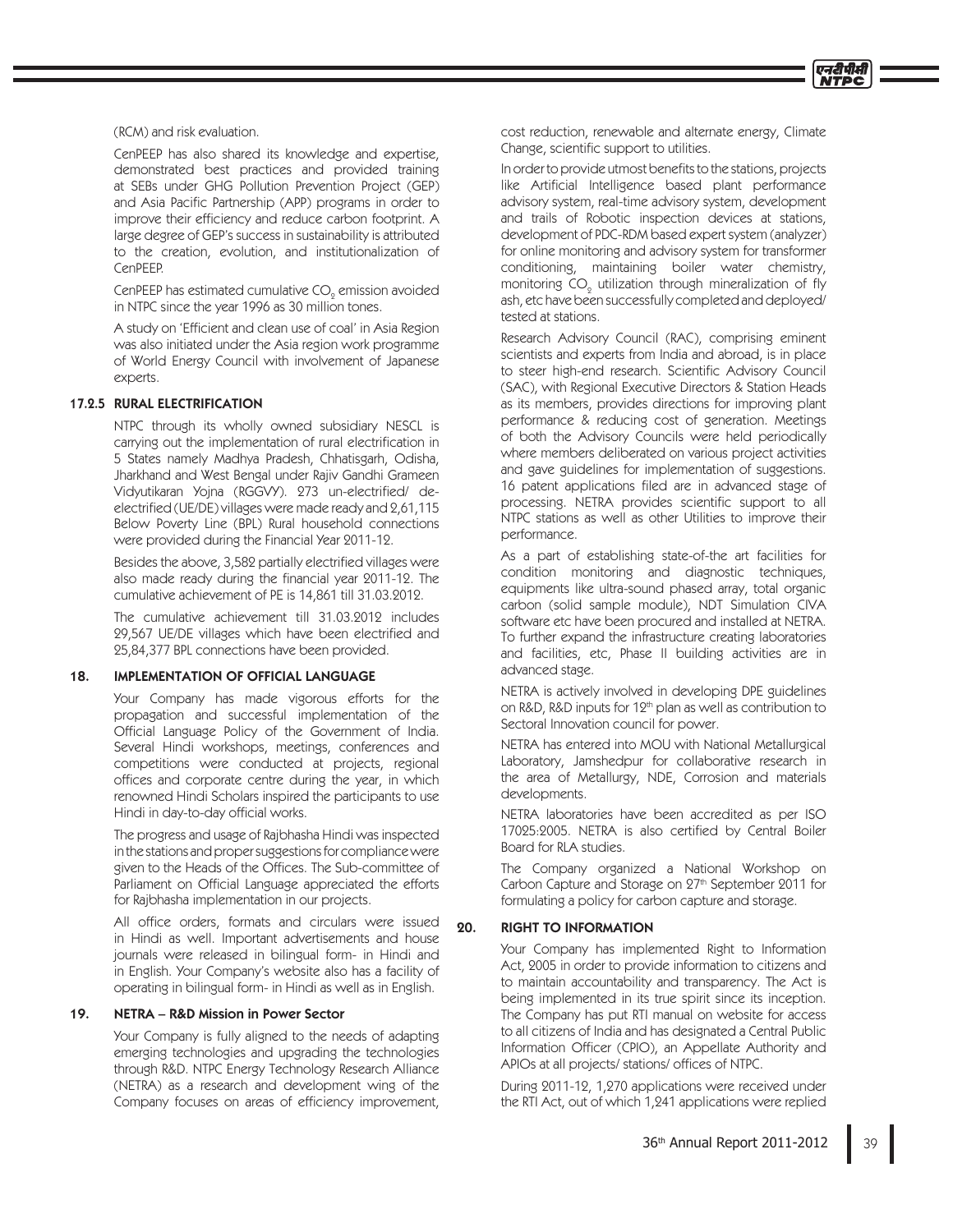(RCM) and risk evaluation.

CenPEEP has also shared its knowledge and expertise, demonstrated best practices and provided training at SEBs under GHG Pollution Prevention Project (GEP) and Asia Pacific Partnership (APP) programs in order to improve their efficiency and reduce carbon footprint. A large degree of GEP's success in sustainability is attributed to the creation, evolution, and institutionalization of CenPEEP.

CenPEEP has estimated cumulative $CO_2$ emission avoided in NTPC since the year 1996 as 30 million tones.

A study on 'Efficient and clean use of coal' in Asia Region was also initiated under the Asia region work programme of World Energy Council with involvement of Japanese experts.

### 17.2.5 RURAL ELECTRIFICATION

NTPC through its wholly owned subsidiary NESCL is carrying out the implementation of rural electrification in 5 States namely Madhya Pradesh, Chhatisgarh, Odisha, Jharkhand and West Bengal under Rajiv Gandhi Grameen Vidyutikaran Yojna (RGGVY). 273 un-electrified/ de-electrified (UE/DE) villages were made ready and 2,61,115 Below Poverty Line (BPL) Rural household connections were provided during the Financial Year 2011-12.

Besides the above, 3,582 partially electrified villages were also made ready during the financial year 2011-12. The cumulative achievement of PE is 14,861 till 31.03.2012.

The cumulative achievement till 31.03.2012 includes 29,567 UE/DE villages which have been electrified and 25,84,377 BPL connections have been provided.

## 18. IMPLEMENTATION OF OFFICIAL LANGUAGE

Your Company has made vigorous efforts for the propagation and successful implementation of the Official Language Policy of the Government of India. Several Hindi workshops, meetings, conferences and competitions were conducted at projects, regional offices and corporate centre during the year, in which renowned Hindi Scholars inspired the participants to use Hindi in day-to-day official works.

The progress and usage of Rajbhasha Hindi was inspected in the stations and proper suggestions for compliance were given to the Heads of the Offices. The Sub-committee of Parliament on Official Language appreciated the efforts for Rajbhasha implementation in our projects.

All office orders, formats and circulars were issued in Hindi as well. Important advertisements and house journals were released in bilingual form- in Hindi and in English. Your Company's website also has a facility of operating in bilingual form- in Hindi as well as in English.

## 19. NETRA – R&D Mission in Power Sector

Your Company is fully aligned to the needs of adapting emerging technologies and upgrading the technologies through R&D. NTPC Energy Technology Research Alliance (NETRA) as a research and development wing of the Company focuses on areas of efficiency improvement, cost reduction, renewable and alternate energy, Climate Change, scientific support to utilities.

In order to provide utmost benefits to the stations, projects like Artificial Intelligence based plant performance advisory system, real-time advisory system, development and trails of Robotic inspection devices at stations, development of PDC-RDM based expert system (analyzer) for online monitoring and advisory system for transformer conditioning, maintaining boiler water chemistry, monitoring $CO_2$ utilization through mineralization of fly ash, etc have been successfully completed and deployed/ tested at stations.

Research Advisory Council (RAC), comprising eminent scientists and experts from India and abroad, is in place to steer high-end research. Scientific Advisory Council (SAC), with Regional Executive Directors & Station Heads as its members, provides directions for improving plant performance & reducing cost of generation. Meetings of both the Advisory Councils were held periodically where members deliberated on various project activities and gave guidelines for implementation of suggestions. 16 patent applications filed are in advanced stage of processing. NETRA provides scientific support to all NTPC stations as well as other Utilities to improve their performance.

As a part of establishing state-of-the art facilities for condition monitoring and diagnostic techniques, equipments like ultra-sound phased array, total organic carbon (solid sample module), NDT Simulation CIVA software etc have been procured and installed at NETRA. To further expand the infrastructure creating laboratories and facilities, etc, Phase II building activities are in advanced stage.

NETRA is actively involved in developing DPE guidelines on R&D, R&D inputs for 12th plan as well as contribution to Sectoral Innovation council for power.

NETRA has entered into MOU with National Metallurgical Laboratory, Jamshedpur for collaborative research in the area of Metallurgy, NDE, Corrosion and materials developments.

NETRA laboratories have been accredited as per ISO 17025:2005. NETRA is also certified by Central Boiler Board for RLA studies.

The Company organized a National Workshop on Carbon Capture and Storage on 27th September 2011 for formulating a policy for carbon capture and storage.

## 20. RIGHT TO INFORMATION

Your Company has implemented Right to Information Act, 2005 in order to provide information to citizens and to maintain accountability and transparency. The Act is being implemented in its true spirit since its inception. The Company has put RTI manual on website for access to all citizens of India and has designated a Central Public Information Officer (CPIO), an Appellate Authority and APIOs at all projects/ stations/ offices of NTPC.

During 2011-12, 1,270 applications were received under the RTI Act, out of which 1,241 applications were replied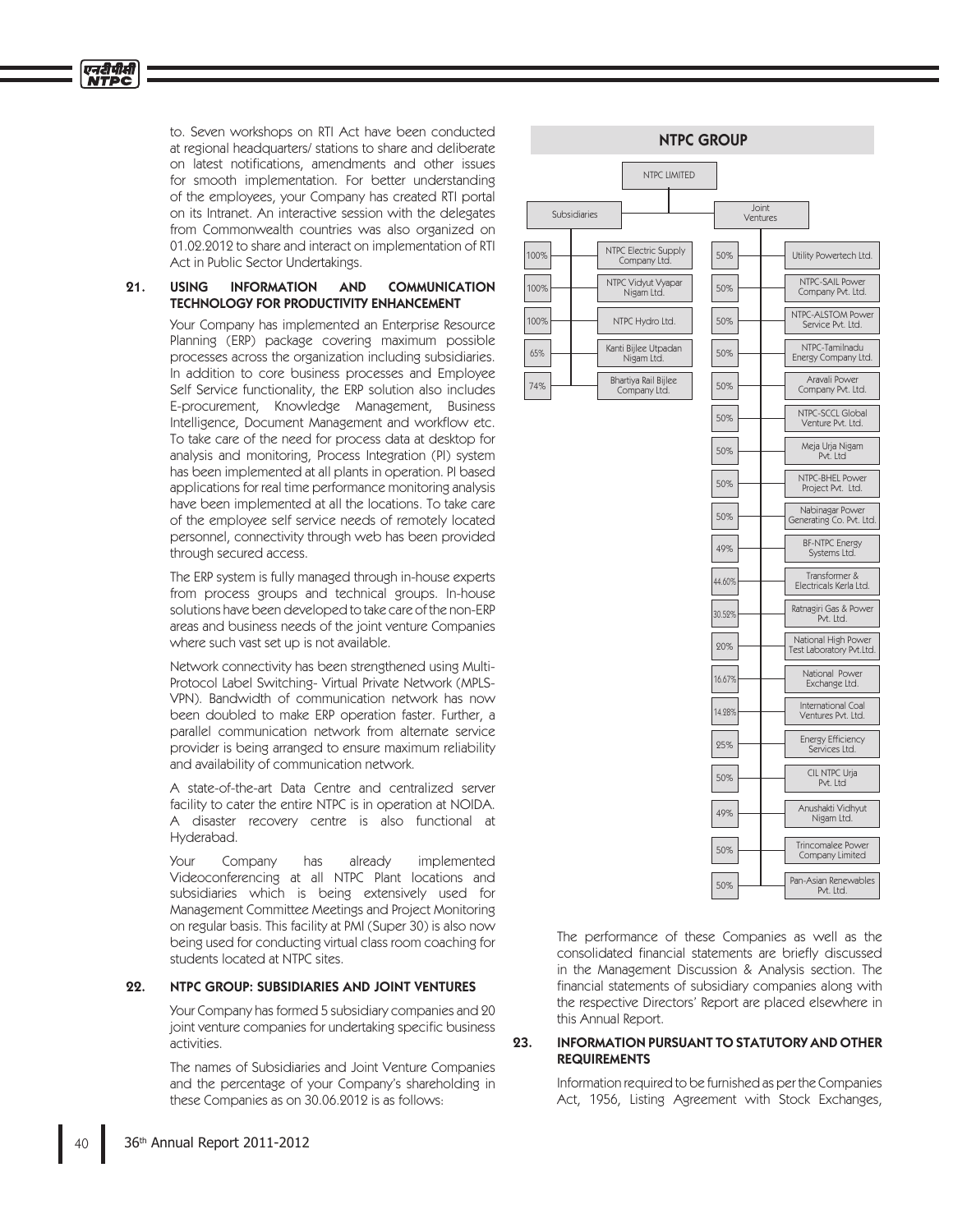to. Seven workshops on RTI Act have been conducted at regional headquarters/ stations to share and deliberate on latest notifications, amendments and other issues for smooth implementation. For better understanding of the employees, your Company has created RTI portal on its Intranet. An interactive session with the delegates from Commonwealth countries was also organized on 01.02.2012 to share and interact on implementation of RTI Act in Public Sector Undertakings.

## 21. USING INFORMATION AND COMMUNICATION TECHNOLOGY FOR PRODUCTIVITY ENHANCEMENT

Your Company has implemented an Enterprise Resource Planning (ERP) package covering maximum possible processes across the organization including subsidiaries. In addition to core business processes and Employee Self Service functionality, the ERP solution also includes E-procurement, Knowledge Management, Business Intelligence, Document Management and workflow etc. To take care of the need for process data at desktop for analysis and monitoring, Process Integration (PI) system has been implemented at all plants in operation. PI based applications for real time performance monitoring analysis have been implemented at all the locations. To take care of the employee self service needs of remotely located personnel, connectivity through web has been provided through secured access.

The ERP system is fully managed through in-house experts from process groups and technical groups. In-house solutions have been developed to take care of the non-ERP areas and business needs of the joint venture Companies where such vast set up is not available.

Network connectivity has been strengthened using Multi-Protocol Label Switching- Virtual Private Network (MPLS-VPN). Bandwidth of communication network has now been doubled to make ERP operation faster. Further, a parallel communication network from alternate service provider is being arranged to ensure maximum reliability and availability of communication network.

A state-of-the-art Data Centre and centralized server facility to cater the entire NTPC is in operation at NOIDA. A disaster recovery centre is also functional at Hyderabad.

Your Company has already implemented Videoconferencing at all NTPC Plant locations and subsidiaries which is being extensively used for Management Committee Meetings and Project Monitoring on regular basis. This facility at PMI (Super 30) is also now being used for conducting virtual class room coaching for students located at NTPC sites.

## 22. NTPC GROUP: SUBSIDIARIES AND JOINT VENTURES

Your Company has formed 5 subsidiary companies and 20 joint venture companies for undertaking specific business activities.

The names of Subsidiaries and Joint Venture Companies and the percentage of your Company's shareholding in these Companies as on 30.06.2012 is as follows:

**NTPC GROUP**

NTPC LIMITED

**Subsidiaries**

| % | Company |
|---|---|
| 100% | NTPC Electric Supply Company Ltd. |
| 100% | NTPC Vidyut Vyapar Nigam Ltd. |
| 100% | NTPC Hydro Ltd. |
| 65% | Kanti Bijlee Utpadan Nigam Ltd. |
| 74% | Bhartiya Rail Bijlee Company Ltd. |

**Joint Ventures**

| % | Company |
|---|---|
| 50% | Utility Powertech Ltd. |
| 50% | NTPC-SAIL Power Company Pvt. Ltd. |
| 50% | NTPC-ALSTOM Power Service Pvt. Ltd. |
| 50% | NTPC-Tamilnadu Energy Company Ltd. |
| 50% | Aravali Power Company Pvt. Ltd. |
| 50% | NTPC-SCCL Global Venture Pvt. Ltd. |
| 50% | Meja Urja Nigam Pvt. Ltd |
| 50% | NTPC-BHEL Power Project Pvt. Ltd. |
| 50% | Nabinagar Power Generating Co. Pvt. Ltd. |
| 49% | BF-NTPC Energy Systems Ltd. |
| 44.60% | Transformer & Electricals Kerla Ltd. |
| 30.52% | Ratnagiri Gas & Power Pvt. Ltd. |
| 20% | National High Power Test Laboratory Pvt.Ltd. |
| 16.67% | National Power Exchange Ltd. |
| 14.28% | International Coal Ventures Pvt. Ltd. |
| 25% | Energy Efficiency Services Ltd. |
| 50% | CIL NTPC Urja Pvt. Ltd |
| 49% | Anushakti Vidhyut Nigam Ltd. |
| 50% | Trincomalee Power Company Limited |
| 50% | Pan-Asian Renewables Pvt. Ltd. |

The performance of these Companies as well as the consolidated financial statements are briefly discussed in the Management Discussion & Analysis section. The financial statements of subsidiary companies along with the respective Directors' Report are placed elsewhere in this Annual Report.

## 23. INFORMATION PURSUANT TO STATUTORY AND OTHER REQUIREMENTS

Information required to be furnished as per the Companies Act, 1956, Listing Agreement with Stock Exchanges,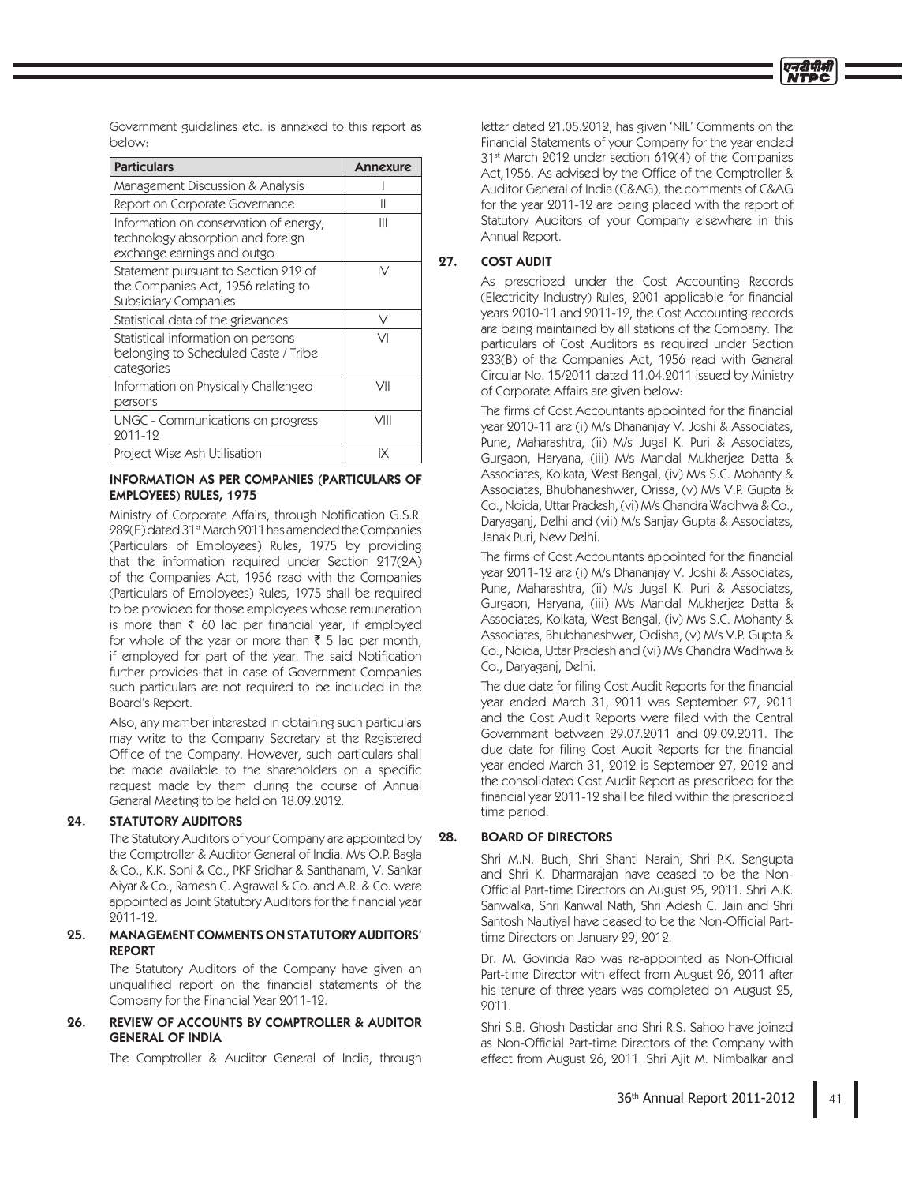Government guidelines etc. is annexed to this report as below:

| Particulars | Annexure |
|---|---|
| Management Discussion & Analysis | I |
| Report on Corporate Governance | II |
| Information on conservation of energy, technology absorption and foreign exchange earnings and outgo | III |
| Statement pursuant to Section 212 of the Companies Act, 1956 relating to Subsidiary Companies | IV |
| Statistical data of the grievances | V |
| Statistical information on persons belonging to Scheduled Caste / Tribe categories | VI |
| Information on Physically Challenged persons | VII |
| UNGC - Communications on progress 2011-12 | VIII |
| Project Wise Ash Utilisation | IX |

### INFORMATION AS PER COMPANIES (PARTICULARS OF EMPLOYEES) RULES, 1975

Ministry of Corporate Affairs, through Notification G.S.R. 289(E) dated 31st March 2011 has amended the Companies (Particulars of Employees) Rules, 1975 by providing that the information required under Section 217(2A) of the Companies Act, 1956 read with the Companies (Particulars of Employees) Rules, 1975 shall be required to be provided for those employees whose remuneration is more than ₹ 60 lac per financial year, if employed for whole of the year or more than ₹ 5 lac per month, if employed for part of the year. The said Notification further provides that in case of Government Companies such particulars are not required to be included in the Board's Report.

Also, any member interested in obtaining such particulars may write to the Company Secretary at the Registered Office of the Company. However, such particulars shall be made available to the shareholders on a specific request made by them during the course of Annual General Meeting to be held on 18.09.2012.

### 24. STATUTORY AUDITORS

The Statutory Auditors of your Company are appointed by the Comptroller & Auditor General of India. M/s O.P. Bagla & Co., K.K. Soni & Co., PKF Sridhar & Santhanam, V. Sankar Aiyar & Co., Ramesh C. Agrawal & Co. and A.R. & Co. were appointed as Joint Statutory Auditors for the financial year 2011-12.

### 25. MANAGEMENT COMMENTS ON STATUTORY AUDITORS' REPORT

The Statutory Auditors of the Company have given an unqualified report on the financial statements of the Company for the Financial Year 2011-12.

### 26. REVIEW OF ACCOUNTS BY COMPTROLLER & AUDITOR GENERAL OF INDIA

The Comptroller & Auditor General of India, through letter dated 21.05.2012, has given 'NIL' Comments on the Financial Statements of your Company for the year ended 31st March 2012 under section 619(4) of the Companies Act,1956. As advised by the Office of the Comptroller & Auditor General of India (C&AG), the comments of C&AG for the year 2011-12 are being placed with the report of Statutory Auditors of your Company elsewhere in this Annual Report.

### 27. COST AUDIT

As prescribed under the Cost Accounting Records (Electricity Industry) Rules, 2001 applicable for financial years 2010-11 and 2011-12, the Cost Accounting records are being maintained by all stations of the Company. The particulars of Cost Auditors as required under Section 233(B) of the Companies Act, 1956 read with General Circular No. 15/2011 dated 11.04.2011 issued by Ministry of Corporate Affairs are given below:

The firms of Cost Accountants appointed for the financial year 2010-11 are (i) M/s Dhananjay V. Joshi & Associates, Pune, Maharashtra, (ii) M/s Jugal K. Puri & Associates, Gurgaon, Haryana, (iii) M/s Mandal Mukherjee Datta & Associates, Kolkata, West Bengal, (iv) M/s S.C. Mohanty & Associates, Bhubhaneshwer, Orissa, (v) M/s V.P. Gupta & Co., Noida, Uttar Pradesh, (vi) M/s Chandra Wadhwa & Co., Daryaganj, Delhi and (vii) M/s Sanjay Gupta & Associates, Janak Puri, New Delhi.

The firms of Cost Accountants appointed for the financial year 2011-12 are (i) M/s Dhananjay V. Joshi & Associates, Pune, Maharashtra, (ii) M/s Jugal K. Puri & Associates, Gurgaon, Haryana, (iii) M/s Mandal Mukherjee Datta & Associates, Kolkata, West Bengal, (iv) M/s S.C. Mohanty & Associates, Bhubhaneshwer, Odisha, (v) M/s V.P. Gupta & Co., Noida, Uttar Pradesh and (vi) M/s Chandra Wadhwa & Co., Daryaganj, Delhi.

The due date for filing Cost Audit Reports for the financial year ended March 31, 2011 was September 27, 2011 and the Cost Audit Reports were filed with the Central Government between 29.07.2011 and 09.09.2011. The due date for filing Cost Audit Reports for the financial year ended March 31, 2012 is September 27, 2012 and the consolidated Cost Audit Report as prescribed for the financial year 2011-12 shall be filed within the prescribed time period.

### 28. BOARD OF DIRECTORS

Shri M.N. Buch, Shri Shanti Narain, Shri P.K. Sengupta and Shri K. Dharmarajan have ceased to be the Non-Official Part-time Directors on August 25, 2011. Shri A.K. Sanwalka, Shri Kanwal Nath, Shri Adesh C. Jain and Shri Santosh Nautiyal have ceased to be the Non-Official Part-time Directors on January 29, 2012.

Dr. M. Govinda Rao was re-appointed as Non-Official Part-time Director with effect from August 26, 2011 after his tenure of three years was completed on August 25, 2011.

Shri S.B. Ghosh Dastidar and Shri R.S. Sahoo have joined as Non-Official Part-time Directors of the Company with effect from August 26, 2011. Shri Ajit M. Nimbalkar and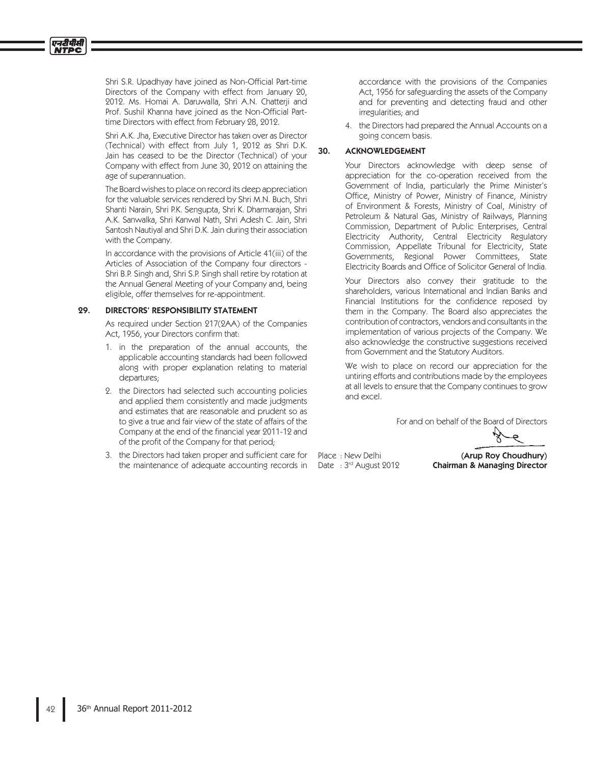Shri S.R. Upadhyay have joined as Non-Official Part-time Directors of the Company with effect from January 20, 2012. Ms. Homai A. Daruwalla, Shri A.N. Chatterji and Prof. Sushil Khanna have joined as the Non-Official Part-time Directors with effect from February 28, 2012.

Shri A.K. Jha, Executive Director has taken over as Director (Technical) with effect from July 1, 2012 as Shri D.K. Jain has ceased to be the Director (Technical) of your Company with effect from June 30, 2012 on attaining the age of superannuation.

The Board wishes to place on record its deep appreciation for the valuable services rendered by Shri M.N. Buch, Shri Shanti Narain, Shri P.K. Sengupta, Shri K. Dharmarajan, Shri A.K. Sanwalka, Shri Kanwal Nath, Shri Adesh C. Jain, Shri Santosh Nautiyal and Shri D.K. Jain during their association with the Company.

In accordance with the provisions of Article 41(iii) of the Articles of Association of the Company four directors - Shri B.P. Singh and, Shri S.P. Singh shall retire by rotation at the Annual General Meeting of your Company and, being eligible, offer themselves for re-appointment.

## 29. DIRECTORS' RESPONSIBILITY STATEMENT

As required under Section 217(2AA) of the Companies Act, 1956, your Directors confirm that:

1. in the preparation of the annual accounts, the applicable accounting standards had been followed along with proper explanation relating to material departures;
2. the Directors had selected such accounting policies and applied them consistently and made judgments and estimates that are reasonable and prudent so as to give a true and fair view of the state of affairs of the Company at the end of the financial year 2011-12 and of the profit of the Company for that period;
3. the Directors had taken proper and sufficient care for the maintenance of adequate accounting records in accordance with the provisions of the Companies Act, 1956 for safeguarding the assets of the Company and for preventing and detecting fraud and other irregularities; and
4. the Directors had prepared the Annual Accounts on a going concern basis.

## 30. ACKNOWLEDGEMENT

Your Directors acknowledge with deep sense of appreciation for the co-operation received from the Government of India, particularly the Prime Minister's Office, Ministry of Power, Ministry of Finance, Ministry of Environment & Forests, Ministry of Coal, Ministry of Petroleum & Natural Gas, Ministry of Railways, Planning Commission, Department of Public Enterprises, Central Electricity Authority, Central Electricity Regulatory Commission, Appellate Tribunal for Electricity, State Governments, Regional Power Committees, State Electricity Boards and Office of Solicitor General of India.

Your Directors also convey their gratitude to the shareholders, various International and Indian Banks and Financial Institutions for the confidence reposed by them in the Company. The Board also appreciates the contribution of contractors, vendors and consultants in the implementation of various projects of the Company. We also acknowledge the constructive suggestions received from Government and the Statutory Auditors.

We wish to place on record our appreciation for the untiring efforts and contributions made by the employees at all levels to ensure that the Company continues to grow and excel.

For and on behalf of the Board of Directors

Place : New Delhi
Date : 3rd August 2012

**(Arup Roy Choudhury)**
**Chairman & Managing Director**